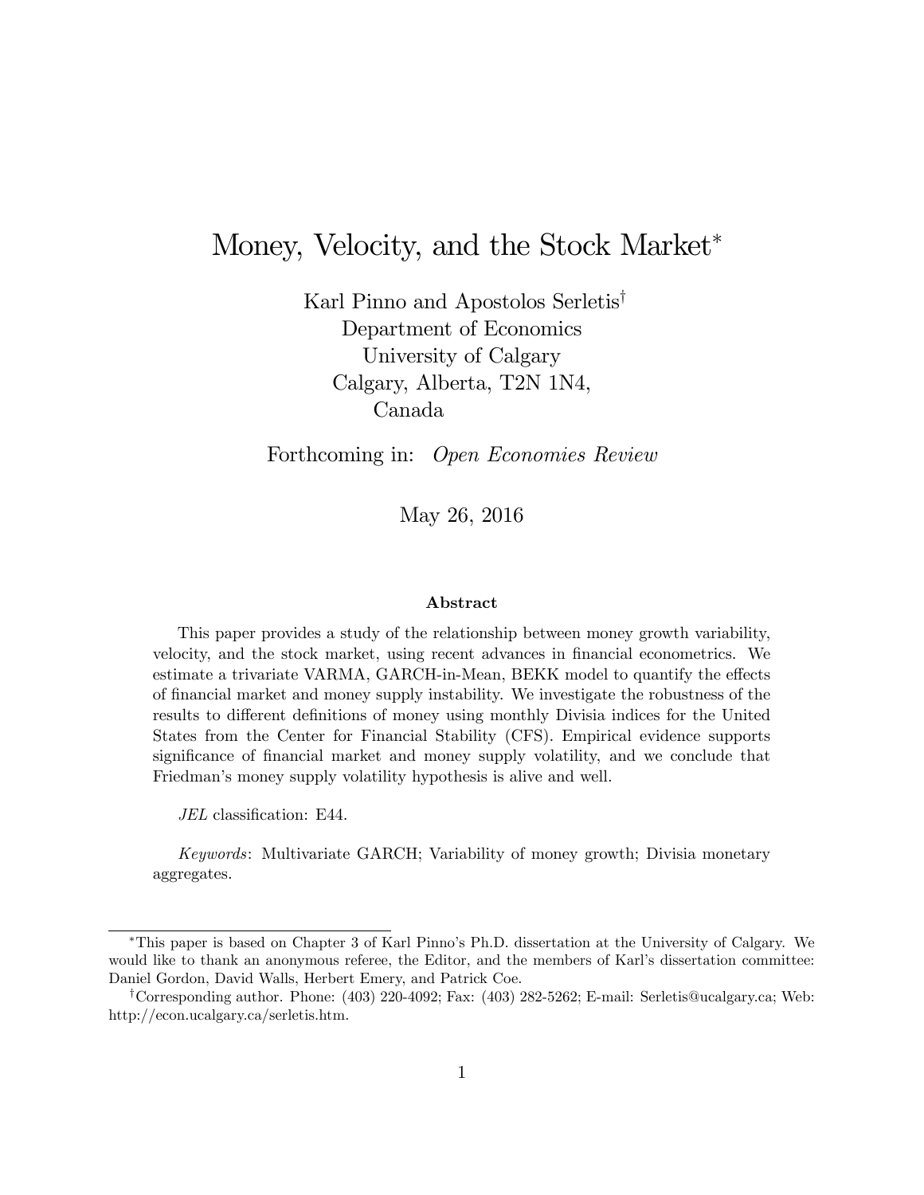# Money, Velocity, and the Stock Market[*]

Karl Pinno and Apostolos Serletis[†]
Department of Economics
University of Calgary
Calgary, Alberta, T2N 1N4,
Canada

Forthcoming in: *Open Economies Review*

May 26, 2016

### Abstract

This paper provides a study of the relationship between money growth variability, velocity, and the stock market, using recent advances in financial econometrics. We estimate a trivariate VARMA, GARCH-in-Mean, BEKK model to quantify the effects of financial market and money supply instability. We investigate the robustness of the results to different definitions of money using monthly Divisia indices for the United States from the Center for Financial Stability (CFS). Empirical evidence supports significance of financial market and money supply volatility, and we conclude that Friedman's money supply volatility hypothesis is alive and well.

*JEL* classification: E44.

*Keywords*: Multivariate GARCH; Variability of money growth; Divisia monetary aggregates.

---

[*]This paper is based on Chapter 3 of Karl Pinno's Ph.D. dissertation at the University of Calgary. We would like to thank an anonymous referee, the Editor, and the members of Karl's dissertation committee: Daniel Gordon, David Walls, Herbert Emery, and Patrick Coe.

[†]Corresponding author. Phone: (403) 220-4092; Fax: (403) 282-5262; E-mail: Serletis@ucalgary.ca; Web: http://econ.ucalgary.ca/serletis.htm.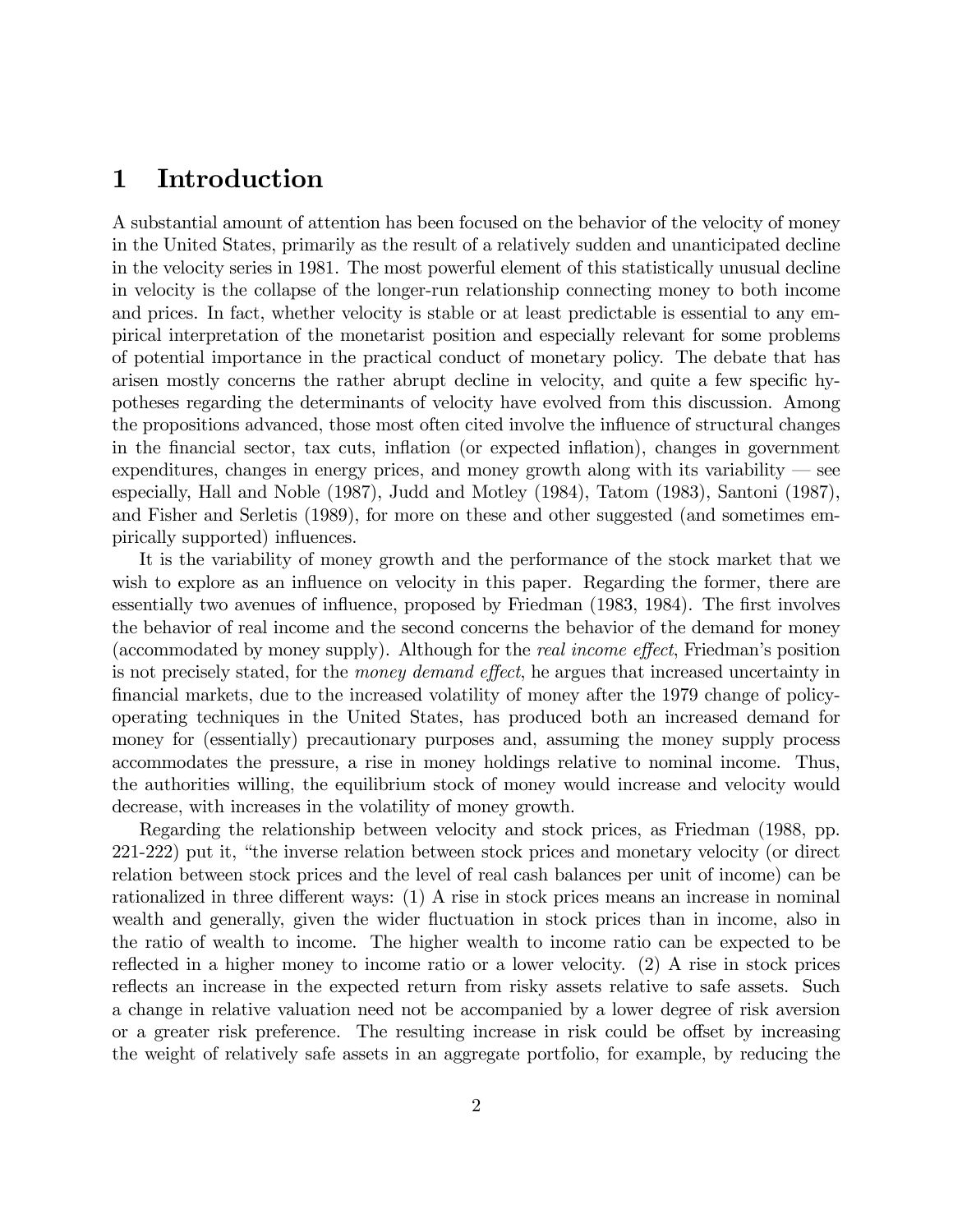# 1 Introduction

A substantial amount of attention has been focused on the behavior of the velocity of money in the United States, primarily as the result of a relatively sudden and unanticipated decline in the velocity series in 1981. The most powerful element of this statistically unusual decline in velocity is the collapse of the longer-run relationship connecting money to both income and prices. In fact, whether velocity is stable or at least predictable is essential to any empirical interpretation of the monetarist position and especially relevant for some problems of potential importance in the practical conduct of monetary policy. The debate that has arisen mostly concerns the rather abrupt decline in velocity, and quite a few specific hypotheses regarding the determinants of velocity have evolved from this discussion. Among the propositions advanced, those most often cited involve the influence of structural changes in the financial sector, tax cuts, inflation (or expected inflation), changes in government expenditures, changes in energy prices, and money growth along with its variability — see especially, Hall and Noble (1987), Judd and Motley (1984), Tatom (1983), Santoni (1987), and Fisher and Serletis (1989), for more on these and other suggested (and sometimes empirically supported) influences.

It is the variability of money growth and the performance of the stock market that we wish to explore as an influence on velocity in this paper. Regarding the former, there are essentially two avenues of influence, proposed by Friedman (1983, 1984). The first involves the behavior of real income and the second concerns the behavior of the demand for money (accommodated by money supply). Although for the *real income effect*, Friedman's position is not precisely stated, for the *money demand effect*, he argues that increased uncertainty in financial markets, due to the increased volatility of money after the 1979 change of policy-operating techniques in the United States, has produced both an increased demand for money for (essentially) precautionary purposes and, assuming the money supply process accommodates the pressure, a rise in money holdings relative to nominal income. Thus, the authorities willing, the equilibrium stock of money would increase and velocity would decrease, with increases in the volatility of money growth.

Regarding the relationship between velocity and stock prices, as Friedman (1988, pp. 221-222) put it, "the inverse relation between stock prices and monetary velocity (or direct relation between stock prices and the level of real cash balances per unit of income) can be rationalized in three different ways: (1) A rise in stock prices means an increase in nominal wealth and generally, given the wider fluctuation in stock prices than in income, also in the ratio of wealth to income. The higher wealth to income ratio can be expected to be reflected in a higher money to income ratio or a lower velocity. (2) A rise in stock prices reflects an increase in the expected return from risky assets relative to safe assets. Such a change in relative valuation need not be accompanied by a lower degree of risk aversion or a greater risk preference. The resulting increase in risk could be offset by increasing the weight of relatively safe assets in an aggregate portfolio, for example, by reducing the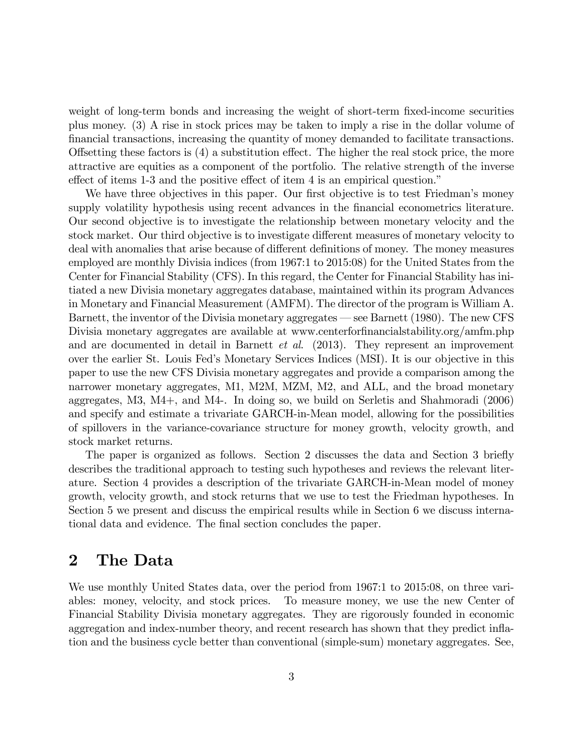weight of long-term bonds and increasing the weight of short-term fixed-income securities plus money. (3) A rise in stock prices may be taken to imply a rise in the dollar volume of financial transactions, increasing the quantity of money demanded to facilitate transactions. Offsetting these factors is (4) a substitution effect. The higher the real stock price, the more attractive are equities as a component of the portfolio. The relative strength of the inverse effect of items 1-3 and the positive effect of item 4 is an empirical question."

We have three objectives in this paper. Our first objective is to test Friedman's money supply volatility hypothesis using recent advances in the financial econometrics literature. Our second objective is to investigate the relationship between monetary velocity and the stock market. Our third objective is to investigate different measures of monetary velocity to deal with anomalies that arise because of different definitions of money. The money measures employed are monthly Divisia indices (from 1967:1 to 2015:08) for the United States from the Center for Financial Stability (CFS). In this regard, the Center for Financial Stability has initiated a new Divisia monetary aggregates database, maintained within its program Advances in Monetary and Financial Measurement (AMFM). The director of the program is William A. Barnett, the inventor of the Divisia monetary aggregates — see Barnett (1980). The new CFS Divisia monetary aggregates are available at www.centerforfinancialstability.org/amfm.php and are documented in detail in Barnett *et al*. (2013). They represent an improvement over the earlier St. Louis Fed's Monetary Services Indices (MSI). It is our objective in this paper to use the new CFS Divisia monetary aggregates and provide a comparison among the narrower monetary aggregates, M1, M2M, MZM, M2, and ALL, and the broad monetary aggregates, M3, M4+, and M4-. In doing so, we build on Serletis and Shahmoradi (2006) and specify and estimate a trivariate GARCH-in-Mean model, allowing for the possibilities of spillovers in the variance-covariance structure for money growth, velocity growth, and stock market returns.

The paper is organized as follows. Section 2 discusses the data and Section 3 briefly describes the traditional approach to testing such hypotheses and reviews the relevant literature. Section 4 provides a description of the trivariate GARCH-in-Mean model of money growth, velocity growth, and stock returns that we use to test the Friedman hypotheses. In Section 5 we present and discuss the empirical results while in Section 6 we discuss international data and evidence. The final section concludes the paper.

## 2 The Data

We use monthly United States data, over the period from 1967:1 to 2015:08, on three variables: money, velocity, and stock prices. To measure money, we use the new Center of Financial Stability Divisia monetary aggregates. They are rigorously founded in economic aggregation and index-number theory, and recent research has shown that they predict inflation and the business cycle better than conventional (simple-sum) monetary aggregates. See,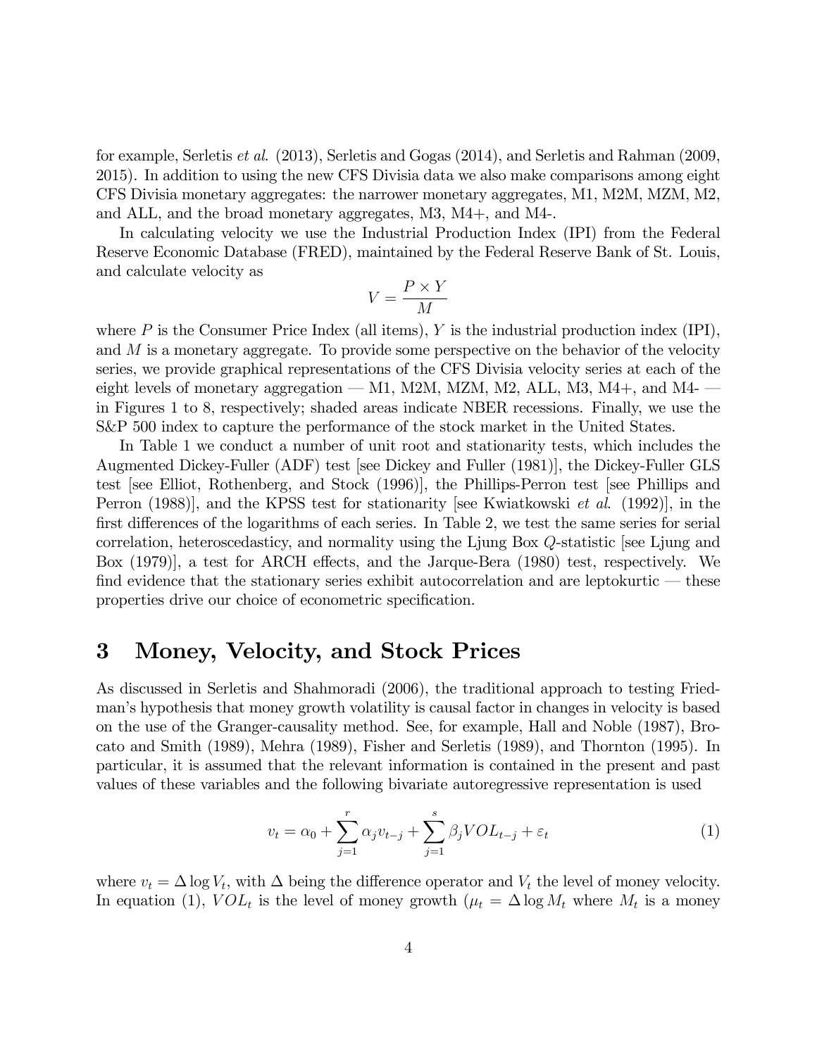for example, Serletis *et al.* (2013), Serletis and Gogas (2014), and Serletis and Rahman (2009, 2015). In addition to using the new CFS Divisia data we also make comparisons among eight CFS Divisia monetary aggregates: the narrower monetary aggregates, M1, M2M, MZM, M2, and ALL, and the broad monetary aggregates, M3, M4+, and M4-.

In calculating velocity we use the Industrial Production Index (IPI) from the Federal Reserve Economic Database (FRED), maintained by the Federal Reserve Bank of St. Louis, and calculate velocity as

$$V = \frac{P \times Y}{M}$$

where $P$ is the Consumer Price Index (all items), $Y$ is the industrial production index (IPI), and $M$ is a monetary aggregate. To provide some perspective on the behavior of the velocity series, we provide graphical representations of the CFS Divisia velocity series at each of the eight levels of monetary aggregation — M1, M2M, MZM, M2, ALL, M3, M4+, and M4- — in Figures 1 to 8, respectively; shaded areas indicate NBER recessions. Finally, we use the S&P 500 index to capture the performance of the stock market in the United States.

In Table 1 we conduct a number of unit root and stationarity tests, which includes the Augmented Dickey-Fuller (ADF) test [see Dickey and Fuller (1981)], the Dickey-Fuller GLS test [see Elliot, Rothenberg, and Stock (1996)], the Phillips-Perron test [see Phillips and Perron (1988)], and the KPSS test for stationarity [see Kwiatkowski *et al.* (1992)], in the first differences of the logarithms of each series. In Table 2, we test the same series for serial correlation, heteroscedasticy, and normality using the Ljung Box $Q$-statistic [see Ljung and Box (1979)], a test for ARCH effects, and the Jarque-Bera (1980) test, respectively. We find evidence that the stationary series exhibit autocorrelation and are leptokurtic — these properties drive our choice of econometric specification.

# 3 Money, Velocity, and Stock Prices

As discussed in Serletis and Shahmoradi (2006), the traditional approach to testing Friedman's hypothesis that money growth volatility is causal factor in changes in velocity is based on the use of the Granger-causality method. See, for example, Hall and Noble (1987), Brocato and Smith (1989), Mehra (1989), Fisher and Serletis (1989), and Thornton (1995). In particular, it is assumed that the relevant information is contained in the present and past values of these variables and the following bivariate autoregressive representation is used

$$v_t = \alpha_0 + \sum_{j=1}^{r} \alpha_j v_{t-j} + \sum_{j=1}^{s} \beta_j VOL_{t-j} + \varepsilon_t \tag{1}$$

where $v_t = \Delta \log V_t$, with $\Delta$ being the difference operator and $V_t$ the level of money velocity. In equation (1), $VOL_t$ is the level of money growth ($\mu_t = \Delta \log M_t$ where $M_t$ is a money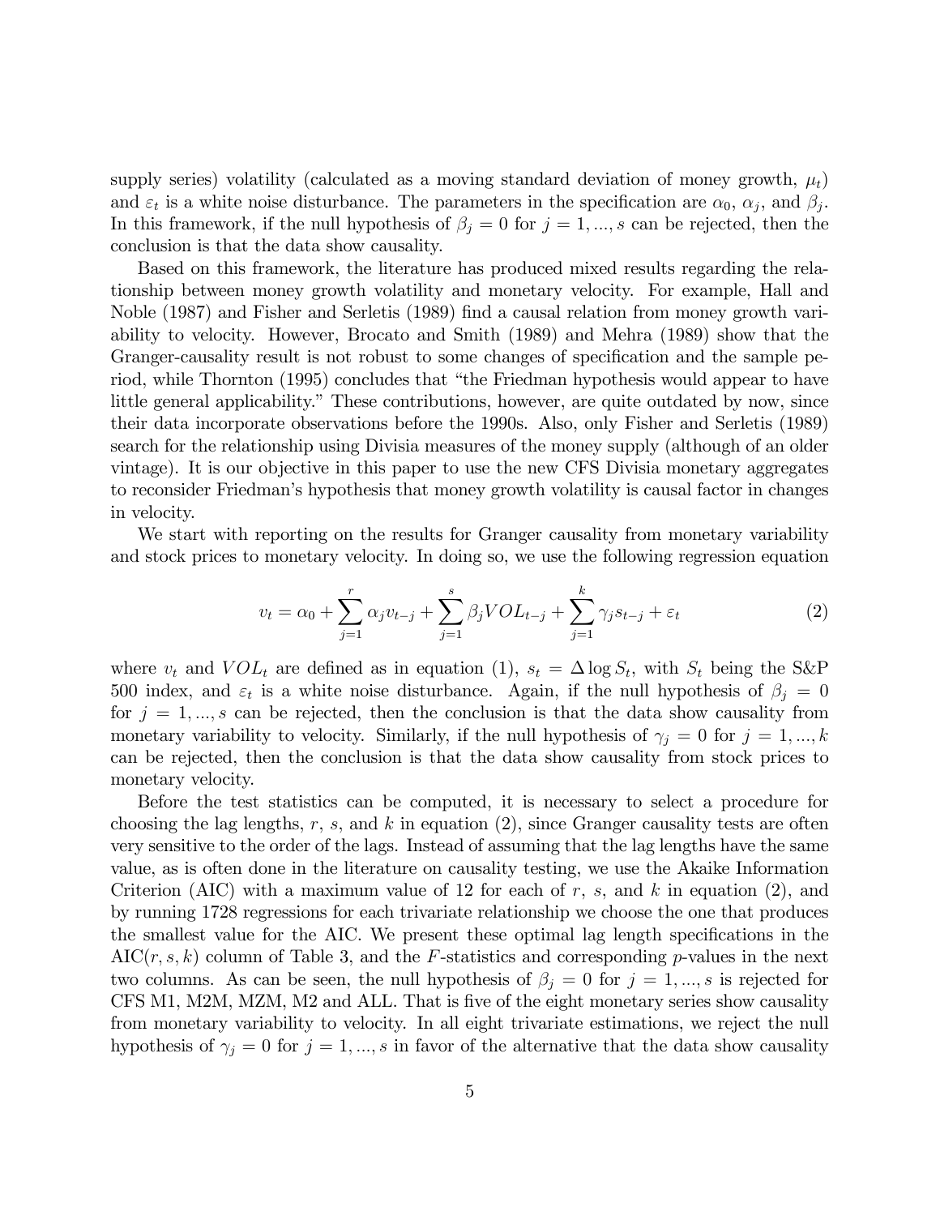supply series) volatility (calculated as a moving standard deviation of money growth, $\mu_t$) and $\varepsilon_t$ is a white noise disturbance. The parameters in the specification are $\alpha_0$, $\alpha_j$, and $\beta_j$. In this framework, if the null hypothesis of $\beta_j = 0$ for $j = 1, ..., s$ can be rejected, then the conclusion is that the data show causality.

Based on this framework, the literature has produced mixed results regarding the relationship between money growth volatility and monetary velocity. For example, Hall and Noble (1987) and Fisher and Serletis (1989) find a causal relation from money growth variability to velocity. However, Brocato and Smith (1989) and Mehra (1989) show that the Granger-causality result is not robust to some changes of specification and the sample period, while Thornton (1995) concludes that "the Friedman hypothesis would appear to have little general applicability." These contributions, however, are quite outdated by now, since their data incorporate observations before the 1990s. Also, only Fisher and Serletis (1989) search for the relationship using Divisia measures of the money supply (although of an older vintage). It is our objective in this paper to use the new CFS Divisia monetary aggregates to reconsider Friedman's hypothesis that money growth volatility is causal factor in changes in velocity.

We start with reporting on the results for Granger causality from monetary variability and stock prices to monetary velocity. In doing so, we use the following regression equation

$$v_t = \alpha_0 + \sum_{j=1}^{r} \alpha_j v_{t-j} + \sum_{j=1}^{s} \beta_j VOL_{t-j} + \sum_{j=1}^{k} \gamma_j s_{t-j} + \varepsilon_t \tag{2}$$

where $v_t$ and $VOL_t$ are defined as in equation (1), $s_t = \Delta \log S_t$, with $S_t$ being the S&P 500 index, and $\varepsilon_t$ is a white noise disturbance. Again, if the null hypothesis of $\beta_j = 0$ for $j = 1, ..., s$ can be rejected, then the conclusion is that the data show causality from monetary variability to velocity. Similarly, if the null hypothesis of $\gamma_j = 0$ for $j = 1, ..., k$ can be rejected, then the conclusion is that the data show causality from stock prices to monetary velocity.

Before the test statistics can be computed, it is necessary to select a procedure for choosing the lag lengths, $r$, $s$, and $k$ in equation (2), since Granger causality tests are often very sensitive to the order of the lags. Instead of assuming that the lag lengths have the same value, as is often done in the literature on causality testing, we use the Akaike Information Criterion (AIC) with a maximum value of 12 for each of $r$, $s$, and $k$ in equation (2), and by running 1728 regressions for each trivariate relationship we choose the one that produces the smallest value for the AIC. We present these optimal lag length specifications in the AIC$(r, s, k)$ column of Table 3, and the $F$-statistics and corresponding $p$-values in the next two columns. As can be seen, the null hypothesis of $\beta_j = 0$ for $j = 1, ..., s$ is rejected for CFS M1, M2M, MZM, M2 and ALL. That is five of the eight monetary series show causality from monetary variability to velocity. In all eight trivariate estimations, we reject the null hypothesis of $\gamma_j = 0$ for $j = 1, ..., s$ in favor of the alternative that the data show causality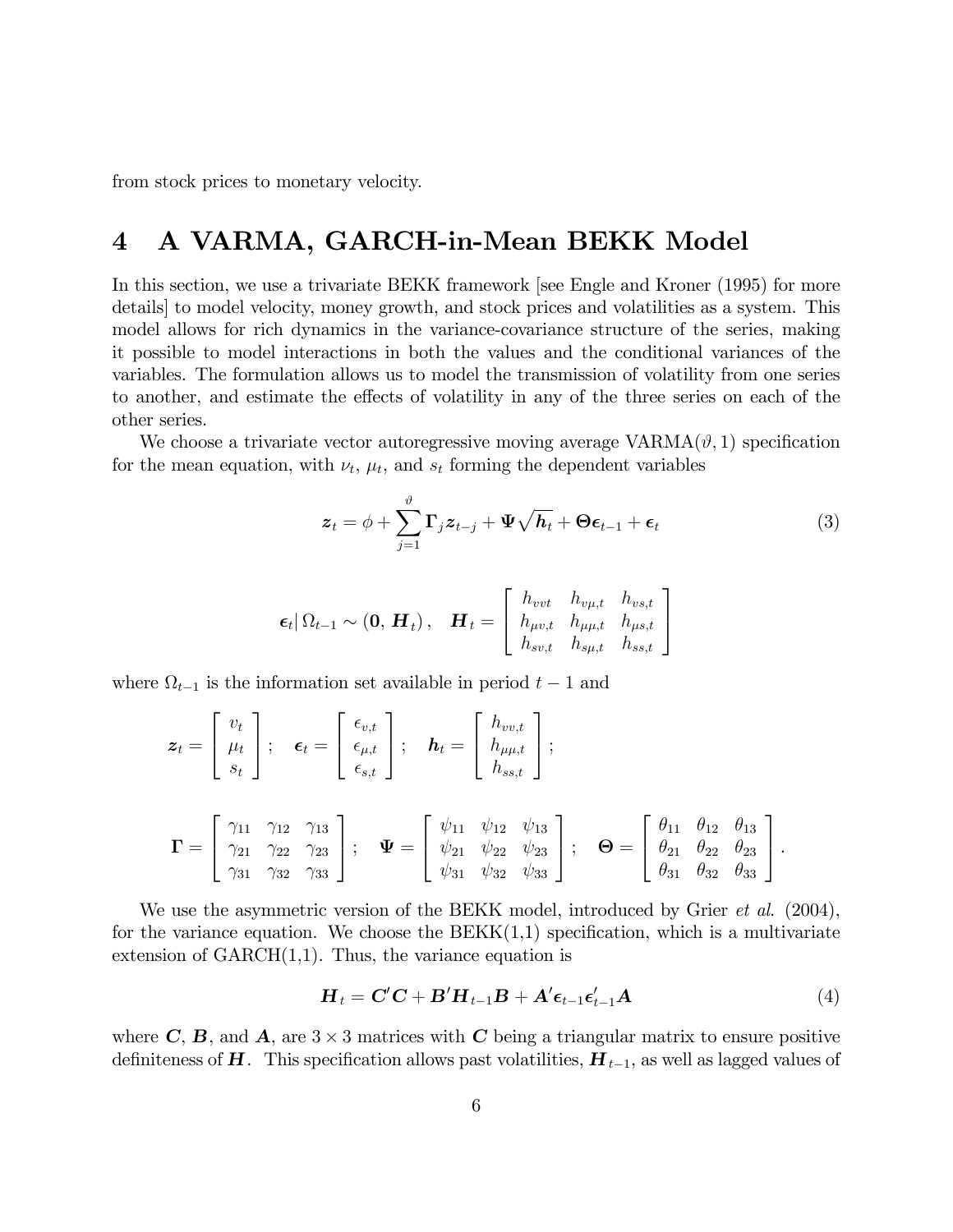from stock prices to monetary velocity.

## 4 A VARMA, GARCH-in-Mean BEKK Model

In this section, we use a trivariate BEKK framework [see Engle and Kroner (1995) for more details] to model velocity, money growth, and stock prices and volatilities as a system. This model allows for rich dynamics in the variance-covariance structure of the series, making it possible to model interactions in both the values and the conditional variances of the variables. The formulation allows us to model the transmission of volatility from one series to another, and estimate the effects of volatility in any of the three series on each of the other series.

We choose a trivariate vector autoregressive moving average VARMA($\vartheta$, 1) specification for the mean equation, with $\nu_t$, $\mu_t$, and $s_t$ forming the dependent variables

$$\boldsymbol{z}_t = \phi + \sum_{j=1}^{\vartheta} \boldsymbol{\Gamma}_j \boldsymbol{z}_{t-j} + \boldsymbol{\Psi}\sqrt{\boldsymbol{h}_t} + \boldsymbol{\Theta}\boldsymbol{\epsilon}_{t-1} + \boldsymbol{\epsilon}_t \tag{3}$$

$$\boldsymbol{\epsilon}_t | \, \Omega_{t-1} \sim (\boldsymbol{0}, \, \boldsymbol{H}_t), \quad \boldsymbol{H}_t = \begin{bmatrix} h_{vvt} & h_{v\mu,t} & h_{vs,t} \\ h_{\mu v,t} & h_{\mu\mu,t} & h_{\mu s,t} \\ h_{sv,t} & h_{s\mu,t} & h_{ss,t} \end{bmatrix}$$

where $\Omega_{t-1}$ is the information set available in period $t-1$ and

$$\boldsymbol{z}_t = \begin{bmatrix} v_t \\ \mu_t \\ s_t \end{bmatrix}; \quad \boldsymbol{\epsilon}_t = \begin{bmatrix} \epsilon_{v,t} \\ \epsilon_{\mu,t} \\ \epsilon_{s,t} \end{bmatrix}; \quad \boldsymbol{h}_t = \begin{bmatrix} h_{vv,t} \\ h_{\mu\mu,t} \\ h_{ss,t} \end{bmatrix};$$

$$\boldsymbol{\Gamma} = \begin{bmatrix} \gamma_{11} & \gamma_{12} & \gamma_{13} \\ \gamma_{21} & \gamma_{22} & \gamma_{23} \\ \gamma_{31} & \gamma_{32} & \gamma_{33} \end{bmatrix}; \quad \boldsymbol{\Psi} = \begin{bmatrix} \psi_{11} & \psi_{12} & \psi_{13} \\ \psi_{21} & \psi_{22} & \psi_{23} \\ \psi_{31} & \psi_{32} & \psi_{33} \end{bmatrix}; \quad \boldsymbol{\Theta} = \begin{bmatrix} \theta_{11} & \theta_{12} & \theta_{13} \\ \theta_{21} & \theta_{22} & \theta_{23} \\ \theta_{31} & \theta_{32} & \theta_{33} \end{bmatrix}.$$

We use the asymmetric version of the BEKK model, introduced by Grier *et al.* (2004), for the variance equation. We choose the BEKK(1,1) specification, which is a multivariate extension of GARCH(1,1). Thus, the variance equation is

$$\boldsymbol{H}_t = \boldsymbol{C}'\boldsymbol{C} + \boldsymbol{B}'\boldsymbol{H}_{t-1}\boldsymbol{B} + \boldsymbol{A}'\boldsymbol{\epsilon}_{t-1}\boldsymbol{\epsilon}_{t-1}'\boldsymbol{A} \tag{4}$$

where $\boldsymbol{C}$, $\boldsymbol{B}$, and $\boldsymbol{A}$, are $3 \times 3$ matrices with $\boldsymbol{C}$ being a triangular matrix to ensure positive definiteness of $\boldsymbol{H}$. This specification allows past volatilities, $\boldsymbol{H}_{t-1}$, as well as lagged values of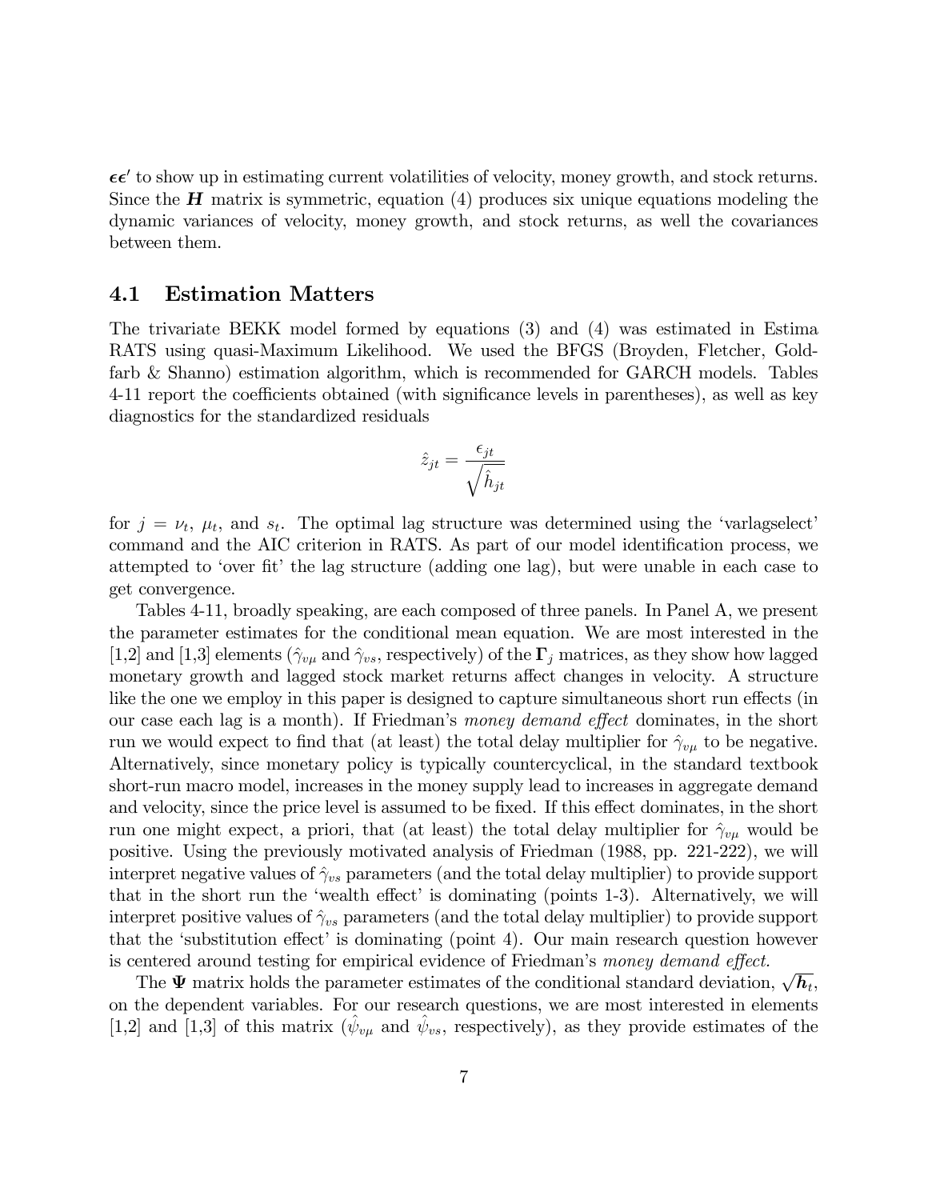$\boldsymbol{\epsilon\epsilon}'$ to show up in estimating current volatilities of velocity, money growth, and stock returns. Since the $\boldsymbol{H}$ matrix is symmetric, equation (4) produces six unique equations modeling the dynamic variances of velocity, money growth, and stock returns, as well the covariances between them.

## 4.1 Estimation Matters

The trivariate BEKK model formed by equations (3) and (4) was estimated in Estima RATS using quasi-Maximum Likelihood. We used the BFGS (Broyden, Fletcher, Goldfarb & Shanno) estimation algorithm, which is recommended for GARCH models. Tables 4-11 report the coefficients obtained (with significance levels in parentheses), as well as key diagnostics for the standardized residuals

$$\hat{z}_{jt} = \frac{\epsilon_{jt}}{\sqrt{\hat{h}_{jt}}}$$

for $j = \nu_t$, $\mu_t$, and $s_t$. The optimal lag structure was determined using the 'varlagselect' command and the AIC criterion in RATS. As part of our model identification process, we attempted to 'over fit' the lag structure (adding one lag), but were unable in each case to get convergence.

Tables 4-11, broadly speaking, are each composed of three panels. In Panel A, we present the parameter estimates for the conditional mean equation. We are most interested in the [1,2] and [1,3] elements ($\hat{\gamma}_{v\mu}$ and $\hat{\gamma}_{vs}$, respectively) of the $\boldsymbol{\Gamma}_j$ matrices, as they show how lagged monetary growth and lagged stock market returns affect changes in velocity. A structure like the one we employ in this paper is designed to capture simultaneous short run effects (in our case each lag is a month). If Friedman's *money demand effect* dominates, in the short run we would expect to find that (at least) the total delay multiplier for $\hat{\gamma}_{v\mu}$ to be negative. Alternatively, since monetary policy is typically countercyclical, in the standard textbook short-run macro model, increases in the money supply lead to increases in aggregate demand and velocity, since the price level is assumed to be fixed. If this effect dominates, in the short run one might expect, a priori, that (at least) the total delay multiplier for $\hat{\gamma}_{v\mu}$ would be positive. Using the previously motivated analysis of Friedman (1988, pp. 221-222), we will interpret negative values of $\hat{\gamma}_{vs}$ parameters (and the total delay multiplier) to provide support that in the short run the 'wealth effect' is dominating (points 1-3). Alternatively, we will interpret positive values of $\hat{\gamma}_{vs}$ parameters (and the total delay multiplier) to provide support that the 'substitution effect' is dominating (point 4). Our main research question however is centered around testing for empirical evidence of Friedman's *money demand effect.*

The $\boldsymbol{\Psi}$ matrix holds the parameter estimates of the conditional standard deviation, $\sqrt{\boldsymbol{h}_t}$, on the dependent variables. For our research questions, we are most interested in elements [1,2] and [1,3] of this matrix ($\hat{\psi}_{v\mu}$ and $\hat{\psi}_{vs}$, respectively), as they provide estimates of the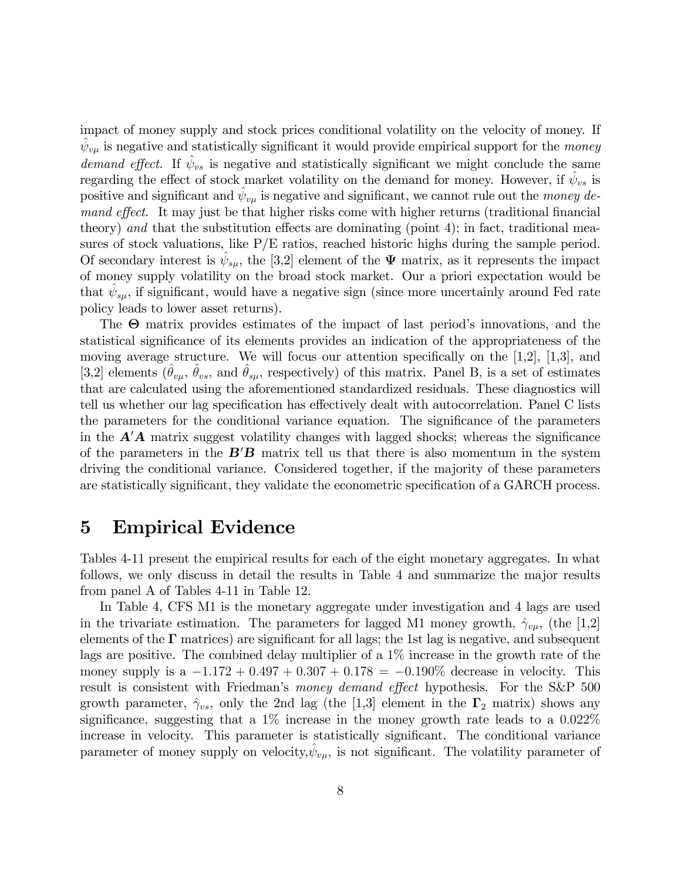impact of money supply and stock prices conditional volatility on the velocity of money. If $\hat{\psi}_{v\mu}$ is negative and statistically significant it would provide empirical support for the *money demand effect.* If $\hat{\psi}_{vs}$ is negative and statistically significant we might conclude the same regarding the effect of stock market volatility on the demand for money. However, if $\hat{\psi}_{vs}$ is positive and significant and $\hat{\psi}_{v\mu}$ is negative and significant, we cannot rule out the *money demand effect.* It may just be that higher risks come with higher returns (traditional financial theory) *and* that the substitution effects are dominating (point 4); in fact, traditional measures of stock valuations, like P/E ratios, reached historic highs during the sample period. Of secondary interest is $\hat{\psi}_{s\mu}$, the [3,2] element of the $\mathbf{\Psi}$ matrix, as it represents the impact of money supply volatility on the broad stock market. Our a priori expectation would be that $\hat{\psi}_{s\mu}$, if significant, would have a negative sign (since more uncertainly around Fed rate policy leads to lower asset returns).

The $\mathbf{\Theta}$ matrix provides estimates of the impact of last period's innovations, and the statistical significance of its elements provides an indication of the appropriateness of the moving average structure. We will focus our attention specifically on the [1,2], [1,3], and [3,2] elements ($\hat{\theta}_{v\mu}$, $\hat{\theta}_{vs}$, and $\hat{\theta}_{s\mu}$, respectively) of this matrix. Panel B, is a set of estimates that are calculated using the aforementioned standardized residuals. These diagnostics will tell us whether our lag specification has effectively dealt with autocorrelation. Panel C lists the parameters for the conditional variance equation. The significance of the parameters in the $\boldsymbol{A}'\boldsymbol{A}$ matrix suggest volatility changes with lagged shocks; whereas the significance of the parameters in the $\boldsymbol{B}'\boldsymbol{B}$ matrix tell us that there is also momentum in the system driving the conditional variance. Considered together, if the majority of these parameters are statistically significant, they validate the econometric specification of a GARCH process.

# 5 Empirical Evidence

Tables 4-11 present the empirical results for each of the eight monetary aggregates. In what follows, we only discuss in detail the results in Table 4 and summarize the major results from panel A of Tables 4-11 in Table 12.

In Table 4, CFS M1 is the monetary aggregate under investigation and 4 lags are used in the trivariate estimation. The parameters for lagged M1 money growth, $\hat{\gamma}_{v\mu}$, (the [1,2] elements of the $\mathbf{\Gamma}$ matrices) are significant for all lags; the 1st lag is negative, and subsequent lags are positive. The combined delay multiplier of a 1% increase in the growth rate of the money supply is a $-1.172 + 0.497 + 0.307 + 0.178 = -0.190\%$ decrease in velocity. This result is consistent with Friedman's *money demand effect* hypothesis. For the S&P 500 growth parameter, $\hat{\gamma}_{vs}$, only the 2nd lag (the [1,3] element in the $\mathbf{\Gamma}_2$ matrix) shows any significance, suggesting that a 1% increase in the money growth rate leads to a 0.022% increase in velocity. This parameter is statistically significant. The conditional variance parameter of money supply on velocity, $\hat{\psi}_{v\mu}$, is not significant. The volatility parameter of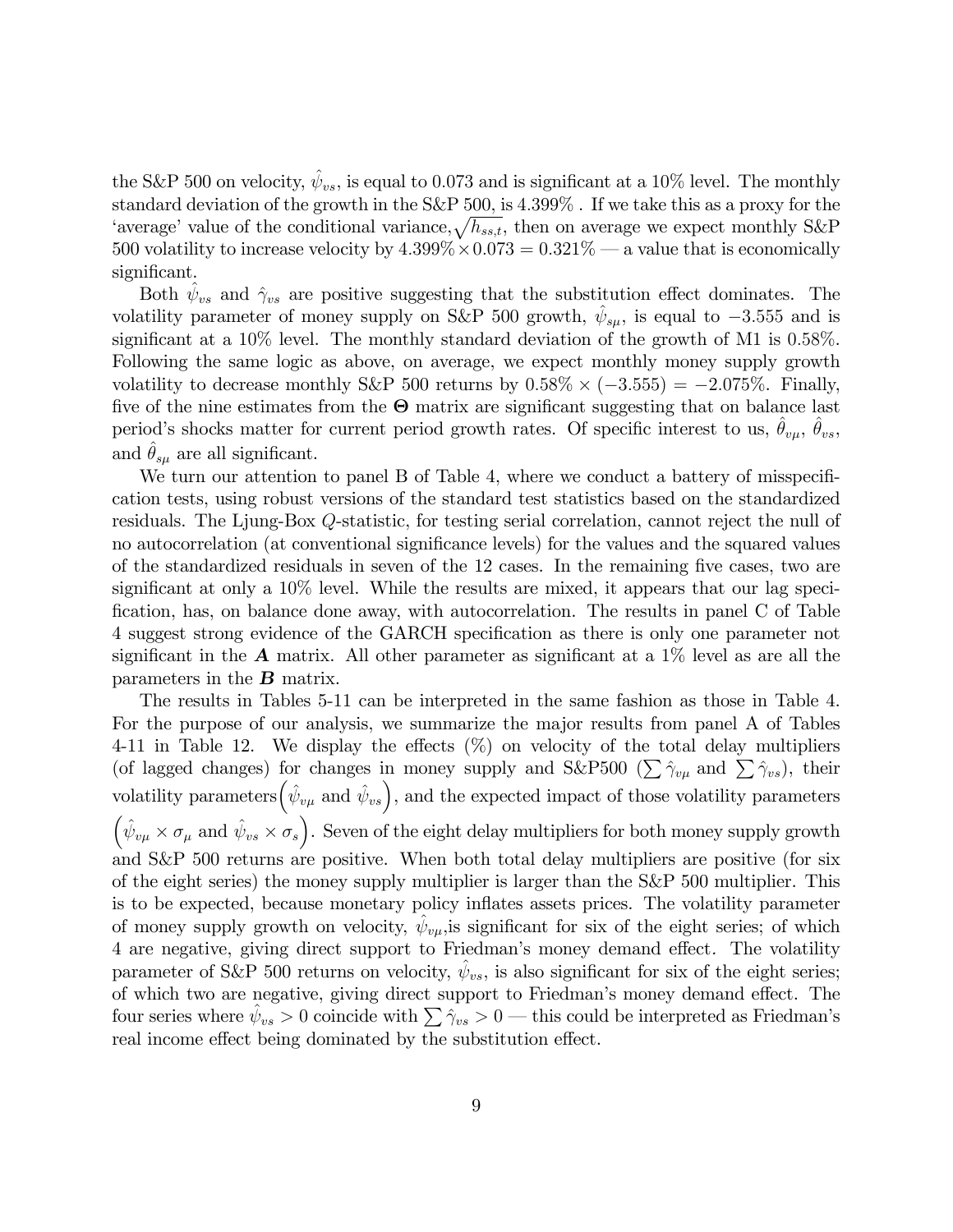the S&P 500 on velocity, $\hat{\psi}_{vs}$, is equal to 0.073 and is significant at a 10% level. The monthly standard deviation of the growth in the S&P 500, is 4.399% . If we take this as a proxy for the 'average' value of the conditional variance, $\sqrt{h_{ss,t}}$, then on average we expect monthly S&P 500 volatility to increase velocity by $4.399\% \times 0.073 = 0.321\%$ — a value that is economically significant.

Both $\hat{\psi}_{vs}$ and $\hat{\gamma}_{vs}$ are positive suggesting that the substitution effect dominates. The volatility parameter of money supply on S&P 500 growth, $\hat{\psi}_{s\mu}$, is equal to $-3.555$ and is significant at a 10% level. The monthly standard deviation of the growth of M1 is 0.58%. Following the same logic as above, on average, we expect monthly money supply growth volatility to decrease monthly S&P 500 returns by $0.58\% \times (-3.555) = -2.075\%$. Finally, five of the nine estimates from the $\mathbf{\Theta}$ matrix are significant suggesting that on balance last period's shocks matter for current period growth rates. Of specific interest to us, $\hat{\theta}_{v\mu}$, $\hat{\theta}_{vs}$, and $\hat{\theta}_{s\mu}$ are all significant.

We turn our attention to panel B of Table 4, where we conduct a battery of misspecification tests, using robust versions of the standard test statistics based on the standardized residuals. The Ljung-Box $Q$-statistic, for testing serial correlation, cannot reject the null of no autocorrelation (at conventional significance levels) for the values and the squared values of the standardized residuals in seven of the 12 cases. In the remaining five cases, two are significant at only a 10% level. While the results are mixed, it appears that our lag specification, has, on balance done away, with autocorrelation. The results in panel C of Table 4 suggest strong evidence of the GARCH specification as there is only one parameter not significant in the $\boldsymbol{A}$ matrix. All other parameter as significant at a 1% level as are all the parameters in the $\boldsymbol{B}$ matrix.

The results in Tables 5-11 can be interpreted in the same fashion as those in Table 4. For the purpose of our analysis, we summarize the major results from panel A of Tables 4-11 in Table 12. We display the effects (%) on velocity of the total delay multipliers (of lagged changes) for changes in money supply and S&P500 ($\sum \hat{\gamma}_{v\mu}$ and $\sum \hat{\gamma}_{vs}$), their volatility parameters$\left(\hat{\psi}_{v\mu} \text{ and } \hat{\psi}_{vs}\right)$, and the expected impact of those volatility parameters $\left(\hat{\psi}_{v\mu} \times \sigma_{\mu} \text{ and } \hat{\psi}_{vs} \times \sigma_{s}\right)$. Seven of the eight delay multipliers for both money supply growth and S&P 500 returns are positive. When both total delay multipliers are positive (for six of the eight series) the money supply multiplier is larger than the S&P 500 multiplier. This is to be expected, because monetary policy inflates assets prices. The volatility parameter of money supply growth on velocity, $\hat{\psi}_{v\mu}$,is significant for six of the eight series; of which 4 are negative, giving direct support to Friedman's money demand effect. The volatility parameter of S&P 500 returns on velocity, $\hat{\psi}_{vs}$, is also significant for six of the eight series; of which two are negative, giving direct support to Friedman's money demand effect. The four series where $\hat{\psi}_{vs} > 0$ coincide with $\sum \hat{\gamma}_{vs} > 0$ — this could be interpreted as Friedman's real income effect being dominated by the substitution effect.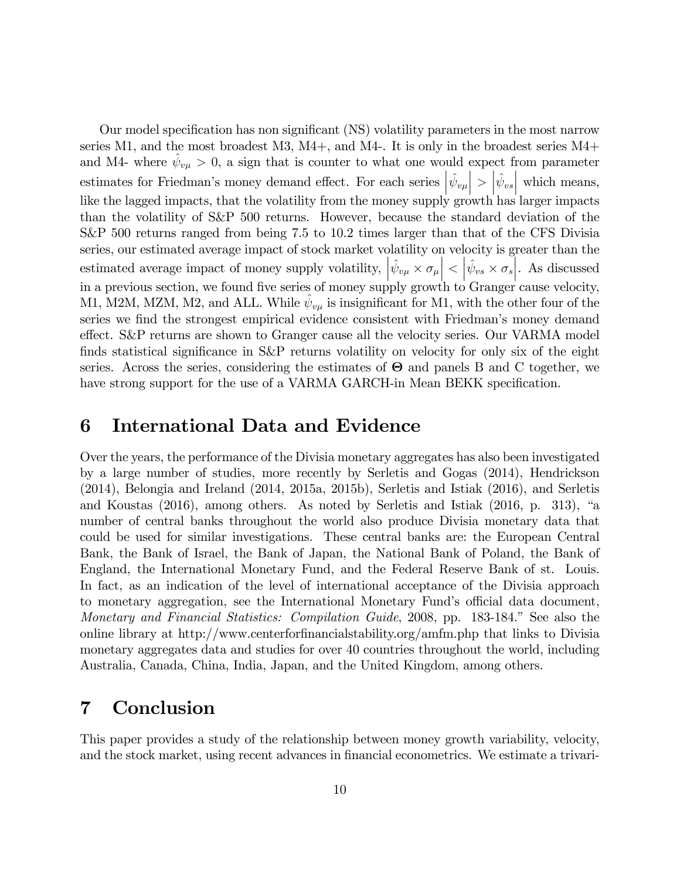Our model specification has non significant (NS) volatility parameters in the most narrow series M1, and the most broadest M3, M4+, and M4-. It is only in the broadest series M4+ and M4- where $\hat{\psi}_{v\mu} > 0$, a sign that is counter to what one would expect from parameter estimates for Friedman's money demand effect. For each series $\left|\hat{\psi}_{v\mu}\right| > \left|\hat{\psi}_{vs}\right|$ which means, like the lagged impacts, that the volatility from the money supply growth has larger impacts than the volatility of S&P 500 returns. However, because the standard deviation of the S&P 500 returns ranged from being 7.5 to 10.2 times larger than that of the CFS Divisia series, our estimated average impact of stock market volatility on velocity is greater than the estimated average impact of money supply volatility, $\left|\hat{\psi}_{v\mu} \times \sigma_{\mu}\right| < \left|\hat{\psi}_{vs} \times \sigma_{s}\right|$. As discussed in a previous section, we found five series of money supply growth to Granger cause velocity, M1, M2M, MZM, M2, and ALL. While $\hat{\psi}_{v\mu}$ is insignificant for M1, with the other four of the series we find the strongest empirical evidence consistent with Friedman's money demand effect. S&P returns are shown to Granger cause all the velocity series. Our VARMA model finds statistical significance in S&P returns volatility on velocity for only six of the eight series. Across the series, considering the estimates of $\boldsymbol{\Theta}$ and panels B and C together, we have strong support for the use of a VARMA GARCH-in Mean BEKK specification.

# 6 International Data and Evidence

Over the years, the performance of the Divisia monetary aggregates has also been investigated by a large number of studies, more recently by Serletis and Gogas (2014), Hendrickson (2014), Belongia and Ireland (2014, 2015a, 2015b), Serletis and Istiak (2016), and Serletis and Koustas (2016), among others. As noted by Serletis and Istiak (2016, p. 313), "a number of central banks throughout the world also produce Divisia monetary data that could be used for similar investigations. These central banks are: the European Central Bank, the Bank of Israel, the Bank of Japan, the National Bank of Poland, the Bank of England, the International Monetary Fund, and the Federal Reserve Bank of st. Louis. In fact, as an indication of the level of international acceptance of the Divisia approach to monetary aggregation, see the International Monetary Fund's official data document, *Monetary and Financial Statistics: Compilation Guide*, 2008, pp. 183-184." See also the online library at http://www.centerforfinancialstability.org/amfm.php that links to Divisia monetary aggregates data and studies for over 40 countries throughout the world, including Australia, Canada, China, India, Japan, and the United Kingdom, among others.

# 7 Conclusion

This paper provides a study of the relationship between money growth variability, velocity, and the stock market, using recent advances in financial econometrics. We estimate a trivari-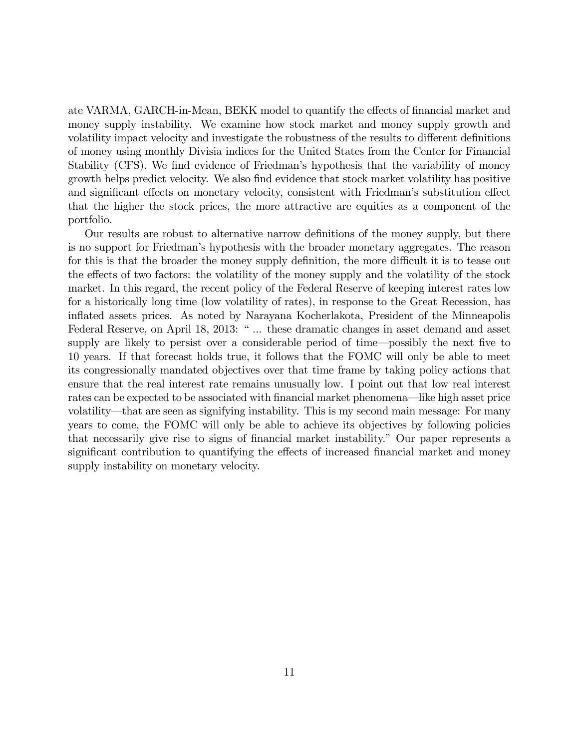ate VARMA, GARCH-in-Mean, BEKK model to quantify the effects of financial market and money supply instability. We examine how stock market and money supply growth and volatility impact velocity and investigate the robustness of the results to different definitions of money using monthly Divisia indices for the United States from the Center for Financial Stability (CFS). We find evidence of Friedman's hypothesis that the variability of money growth helps predict velocity. We also find evidence that stock market volatility has positive and significant effects on monetary velocity, consistent with Friedman's substitution effect that the higher the stock prices, the more attractive are equities as a component of the portfolio.

Our results are robust to alternative narrow definitions of the money supply, but there is no support for Friedman's hypothesis with the broader monetary aggregates. The reason for this is that the broader the money supply definition, the more difficult it is to tease out the effects of two factors: the volatility of the money supply and the volatility of the stock market. In this regard, the recent policy of the Federal Reserve of keeping interest rates low for a historically long time (low volatility of rates), in response to the Great Recession, has inflated assets prices. As noted by Narayana Kocherlakota, President of the Minneapolis Federal Reserve, on April 18, 2013: " ... these dramatic changes in asset demand and asset supply are likely to persist over a considerable period of time—possibly the next five to 10 years. If that forecast holds true, it follows that the FOMC will only be able to meet its congressionally mandated objectives over that time frame by taking policy actions that ensure that the real interest rate remains unusually low. I point out that low real interest rates can be expected to be associated with financial market phenomena—like high asset price volatility—that are seen as signifying instability. This is my second main message: For many years to come, the FOMC will only be able to achieve its objectives by following policies that necessarily give rise to signs of financial market instability." Our paper represents a significant contribution to quantifying the effects of increased financial market and money supply instability on monetary velocity.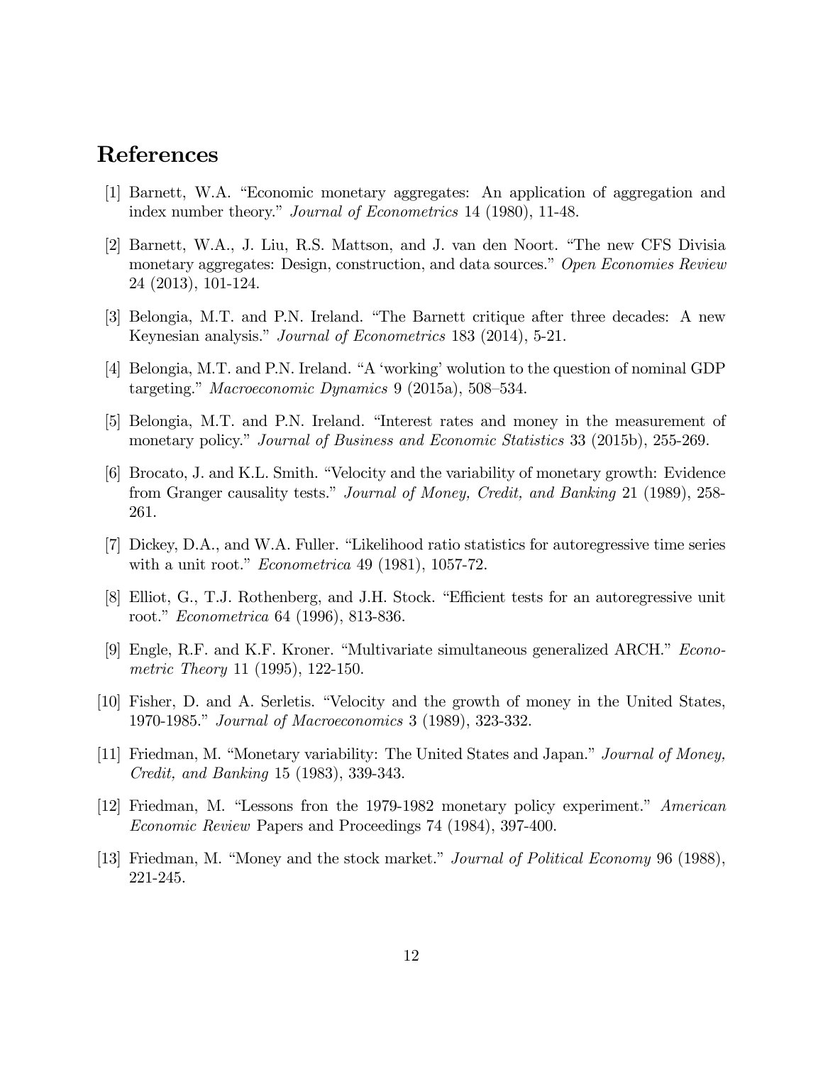# References

[1] Barnett, W.A. "Economic monetary aggregates: An application of aggregation and index number theory." *Journal of Econometrics* 14 (1980), 11-48.

[2] Barnett, W.A., J. Liu, R.S. Mattson, and J. van den Noort. "The new CFS Divisia monetary aggregates: Design, construction, and data sources." *Open Economies Review* 24 (2013), 101-124.

[3] Belongia, M.T. and P.N. Ireland. "The Barnett critique after three decades: A new Keynesian analysis." *Journal of Econometrics* 183 (2014), 5-21.

[4] Belongia, M.T. and P.N. Ireland. "A 'working' wolution to the question of nominal GDP targeting." *Macroeconomic Dynamics* 9 (2015a), 508–534.

[5] Belongia, M.T. and P.N. Ireland. "Interest rates and money in the measurement of monetary policy." *Journal of Business and Economic Statistics* 33 (2015b), 255-269.

[6] Brocato, J. and K.L. Smith. "Velocity and the variability of monetary growth: Evidence from Granger causality tests." *Journal of Money, Credit, and Banking* 21 (1989), 258-261.

[7] Dickey, D.A., and W.A. Fuller. "Likelihood ratio statistics for autoregressive time series with a unit root." *Econometrica* 49 (1981), 1057-72.

[8] Elliot, G., T.J. Rothenberg, and J.H. Stock. "Efficient tests for an autoregressive unit root." *Econometrica* 64 (1996), 813-836.

[9] Engle, R.F. and K.F. Kroner. "Multivariate simultaneous generalized ARCH." *Econometric Theory* 11 (1995), 122-150.

[10] Fisher, D. and A. Serletis. "Velocity and the growth of money in the United States, 1970-1985." *Journal of Macroeconomics* 3 (1989), 323-332.

[11] Friedman, M. "Monetary variability: The United States and Japan." *Journal of Money, Credit, and Banking* 15 (1983), 339-343.

[12] Friedman, M. "Lessons fron the 1979-1982 monetary policy experiment." *American Economic Review* Papers and Proceedings 74 (1984), 397-400.

[13] Friedman, M. "Money and the stock market." *Journal of Political Economy* 96 (1988), 221-245.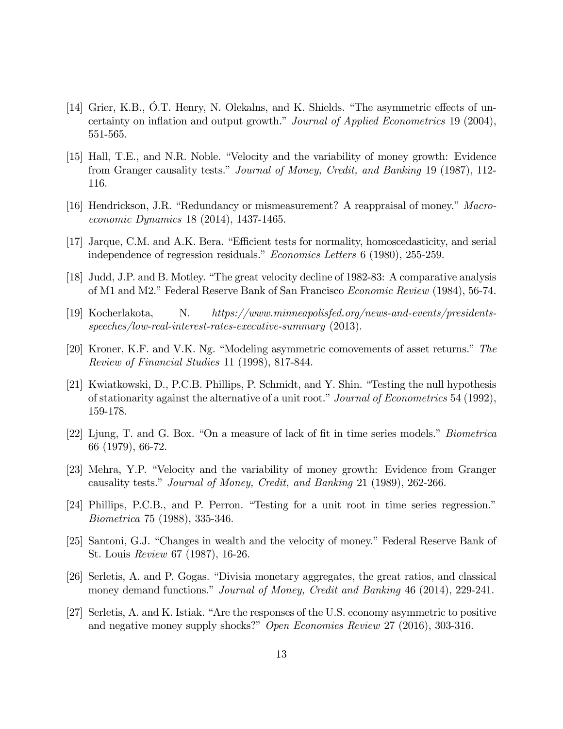[14] Grier, K.B., Ó.T. Henry, N. Olekalns, and K. Shields. "The asymmetric effects of uncertainty on inflation and output growth." *Journal of Applied Econometrics* 19 (2004), 551-565.

[15] Hall, T.E., and N.R. Noble. "Velocity and the variability of money growth: Evidence from Granger causality tests." *Journal of Money, Credit, and Banking* 19 (1987), 112-116.

[16] Hendrickson, J.R. "Redundancy or mismeasurement? A reappraisal of money." *Macroeconomic Dynamics* 18 (2014), 1437-1465.

[17] Jarque, C.M. and A.K. Bera. "Efficient tests for normality, homoscedasticity, and serial independence of regression residuals." *Economics Letters* 6 (1980), 255-259.

[18] Judd, J.P. and B. Motley. "The great velocity decline of 1982-83: A comparative analysis of M1 and M2." Federal Reserve Bank of San Francisco *Economic Review* (1984), 56-74.

[19] Kocherlakota, N. *https://www.minneapolisfed.org/news-and-events/presidents-speeches/low-real-interest-rates-executive-summary* (2013).

[20] Kroner, K.F. and V.K. Ng. "Modeling asymmetric comovements of asset returns." *The Review of Financial Studies* 11 (1998), 817-844.

[21] Kwiatkowski, D., P.C.B. Phillips, P. Schmidt, and Y. Shin. "Testing the null hypothesis of stationarity against the alternative of a unit root." *Journal of Econometrics* 54 (1992), 159-178.

[22] Ljung, T. and G. Box. "On a measure of lack of fit in time series models." *Biometrica* 66 (1979), 66-72.

[23] Mehra, Y.P. "Velocity and the variability of money growth: Evidence from Granger causality tests." *Journal of Money, Credit, and Banking* 21 (1989), 262-266.

[24] Phillips, P.C.B., and P. Perron. "Testing for a unit root in time series regression." *Biometrica* 75 (1988), 335-346.

[25] Santoni, G.J. "Changes in wealth and the velocity of money." Federal Reserve Bank of St. Louis *Review* 67 (1987), 16-26.

[26] Serletis, A. and P. Gogas. "Divisia monetary aggregates, the great ratios, and classical money demand functions." *Journal of Money, Credit and Banking* 46 (2014), 229-241.

[27] Serletis, A. and K. Istiak. "Are the responses of the U.S. economy asymmetric to positive and negative money supply shocks?" *Open Economies Review* 27 (2016), 303-316.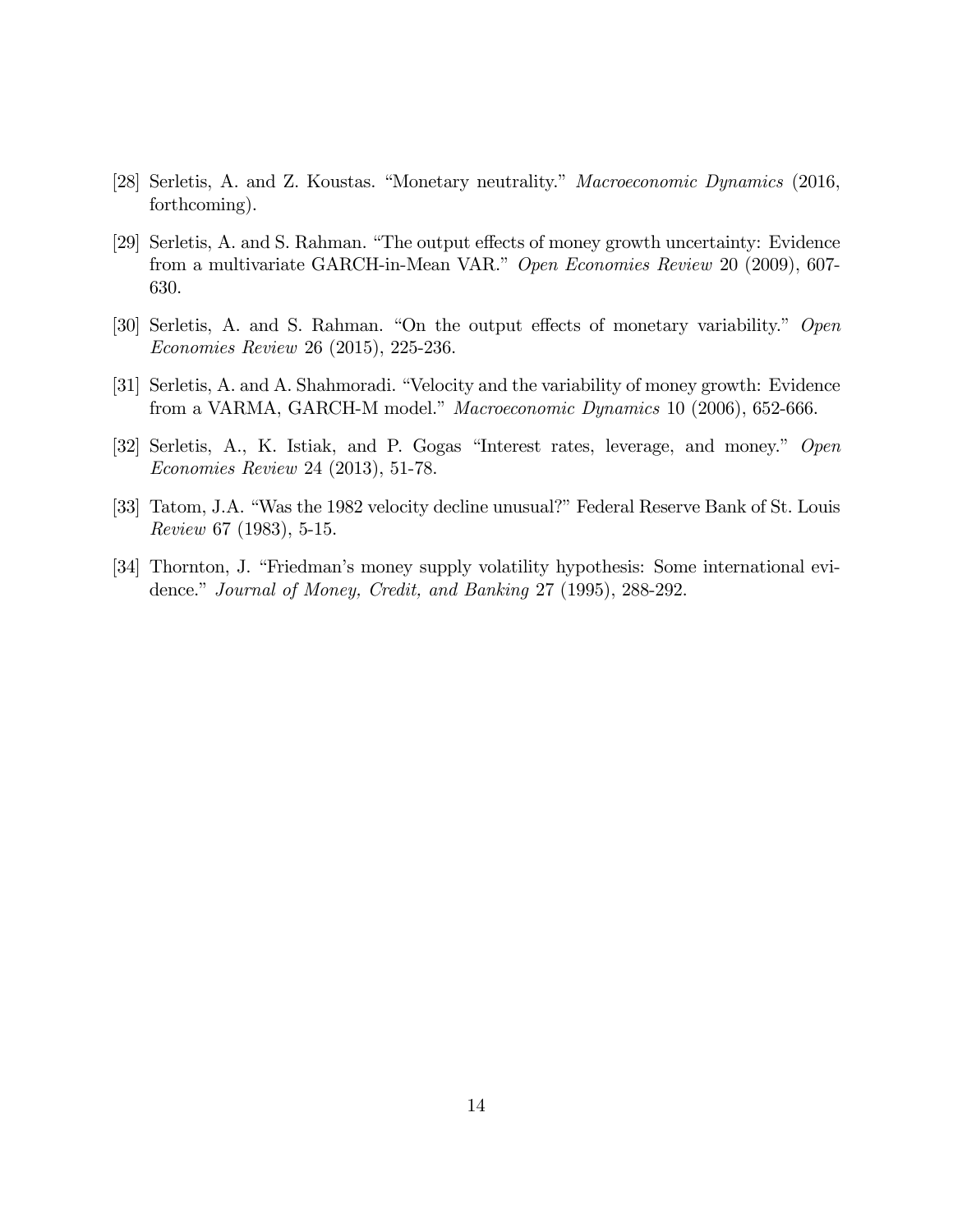[28] Serletis, A. and Z. Koustas. "Monetary neutrality." *Macroeconomic Dynamics* (2016, forthcoming).

[29] Serletis, A. and S. Rahman. "The output effects of money growth uncertainty: Evidence from a multivariate GARCH-in-Mean VAR." *Open Economies Review* 20 (2009), 607-630.

[30] Serletis, A. and S. Rahman. "On the output effects of monetary variability." *Open Economies Review* 26 (2015), 225-236.

[31] Serletis, A. and A. Shahmoradi. "Velocity and the variability of money growth: Evidence from a VARMA, GARCH-M model." *Macroeconomic Dynamics* 10 (2006), 652-666.

[32] Serletis, A., K. Istiak, and P. Gogas "Interest rates, leverage, and money." *Open Economies Review* 24 (2013), 51-78.

[33] Tatom, J.A. "Was the 1982 velocity decline unusual?" Federal Reserve Bank of St. Louis *Review* 67 (1983), 5-15.

[34] Thornton, J. "Friedman's money supply volatility hypothesis: Some international evidence." *Journal of Money, Credit, and Banking* 27 (1995), 288-292.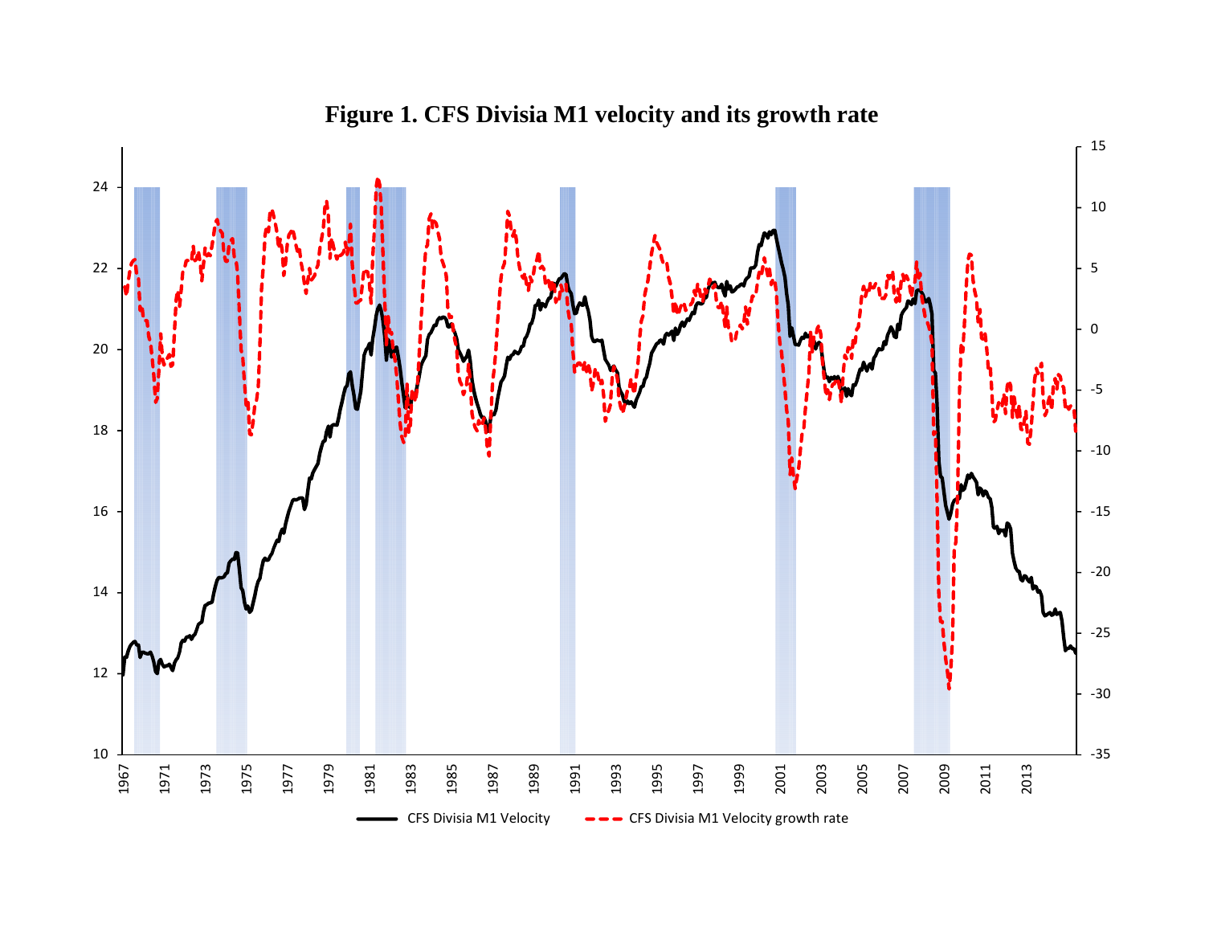**Figure 1. CFS Divisia M1 velocity and its growth rate**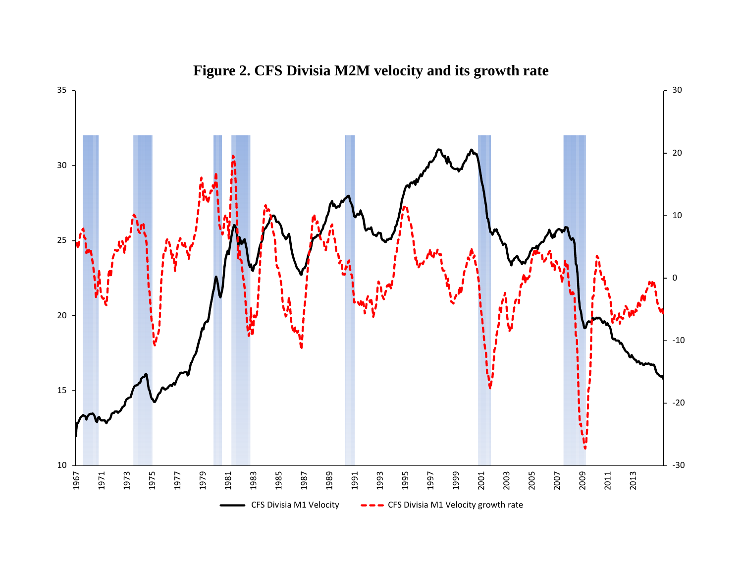**Figure 2. CFS Divisia M2M velocity and its growth rate**

CFS Divisia M1 Velocity — CFS Divisia M1 Velocity growth rate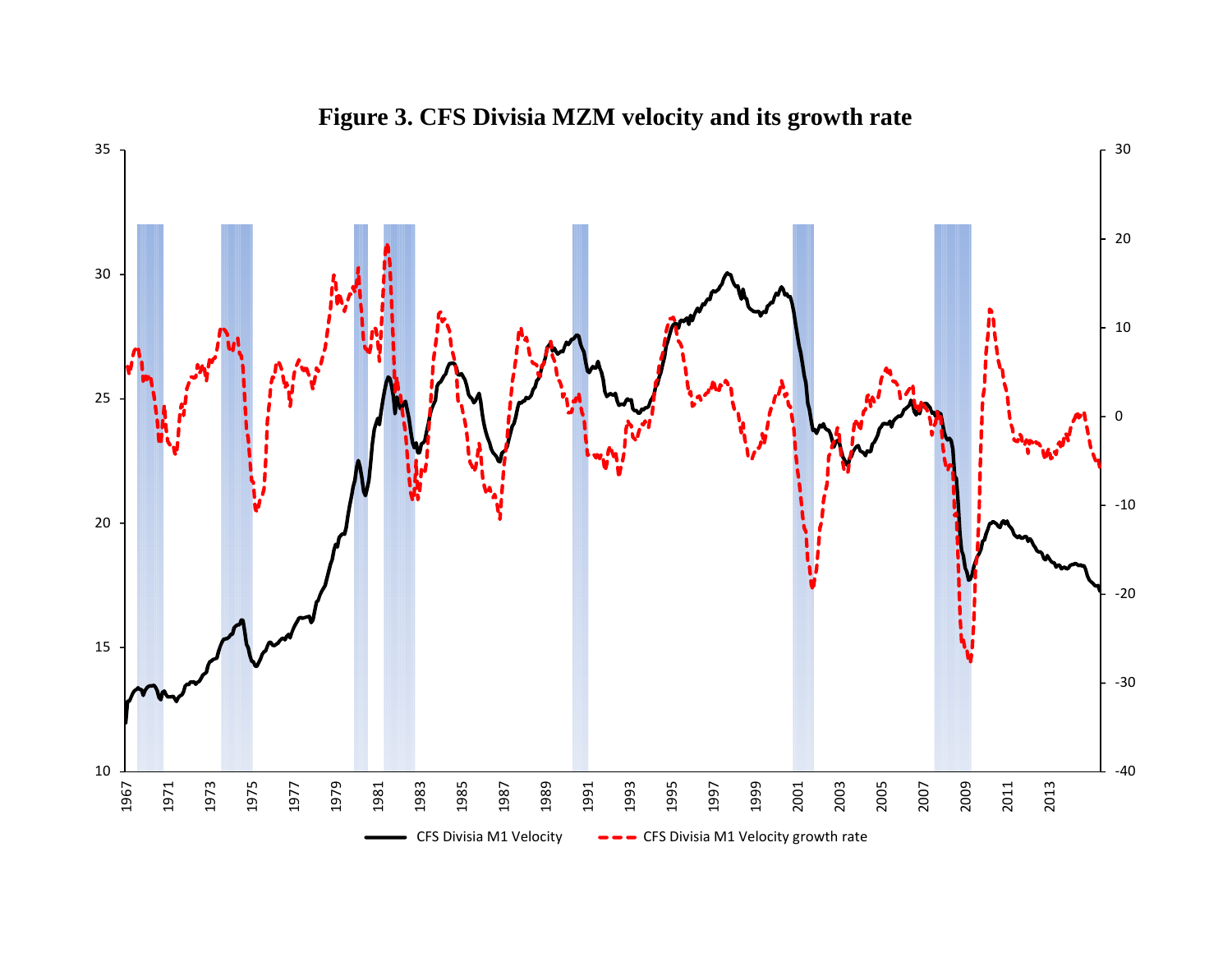**Figure 3. CFS Divisia MZM velocity and its growth rate**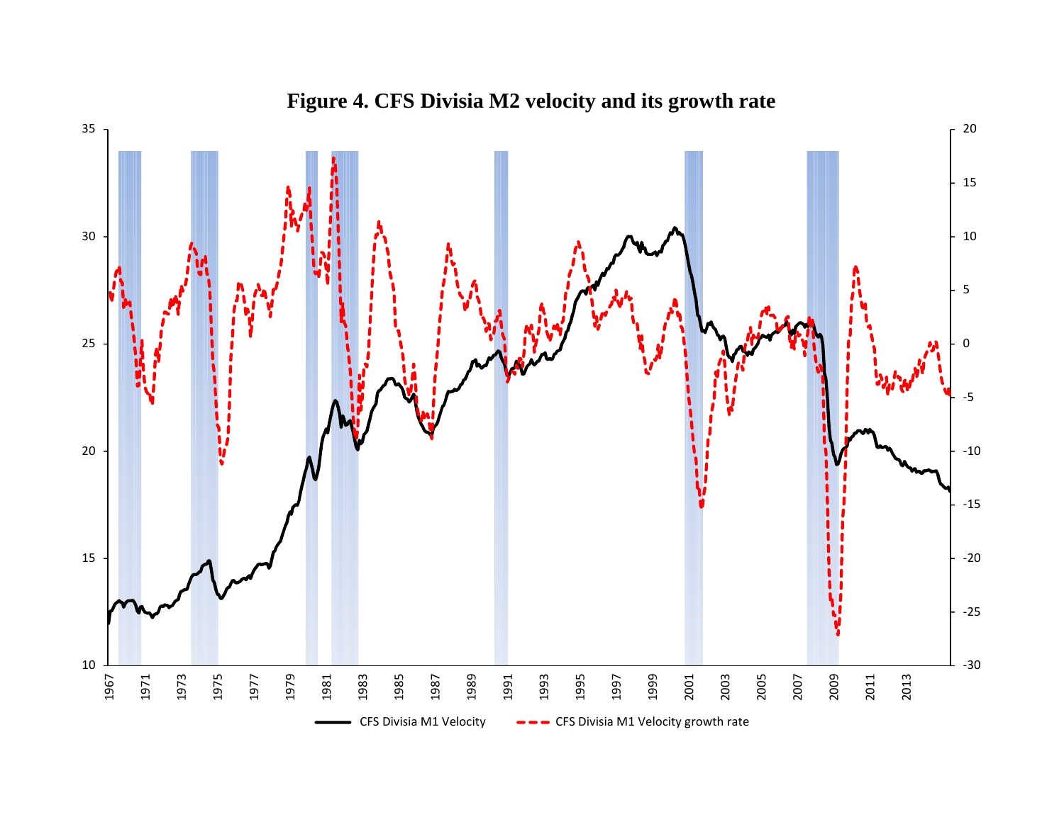**Figure 4. CFS Divisia M2 velocity and its growth rate**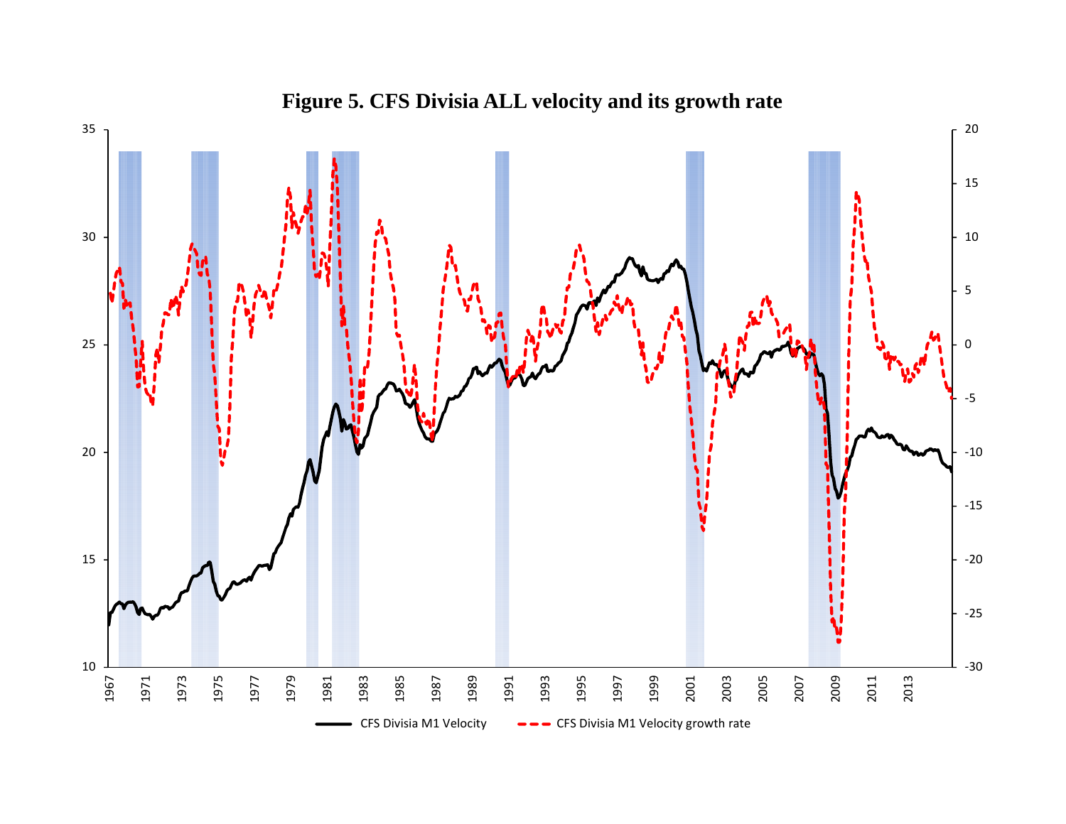**Figure 5. CFS Divisia ALL velocity and its growth rate**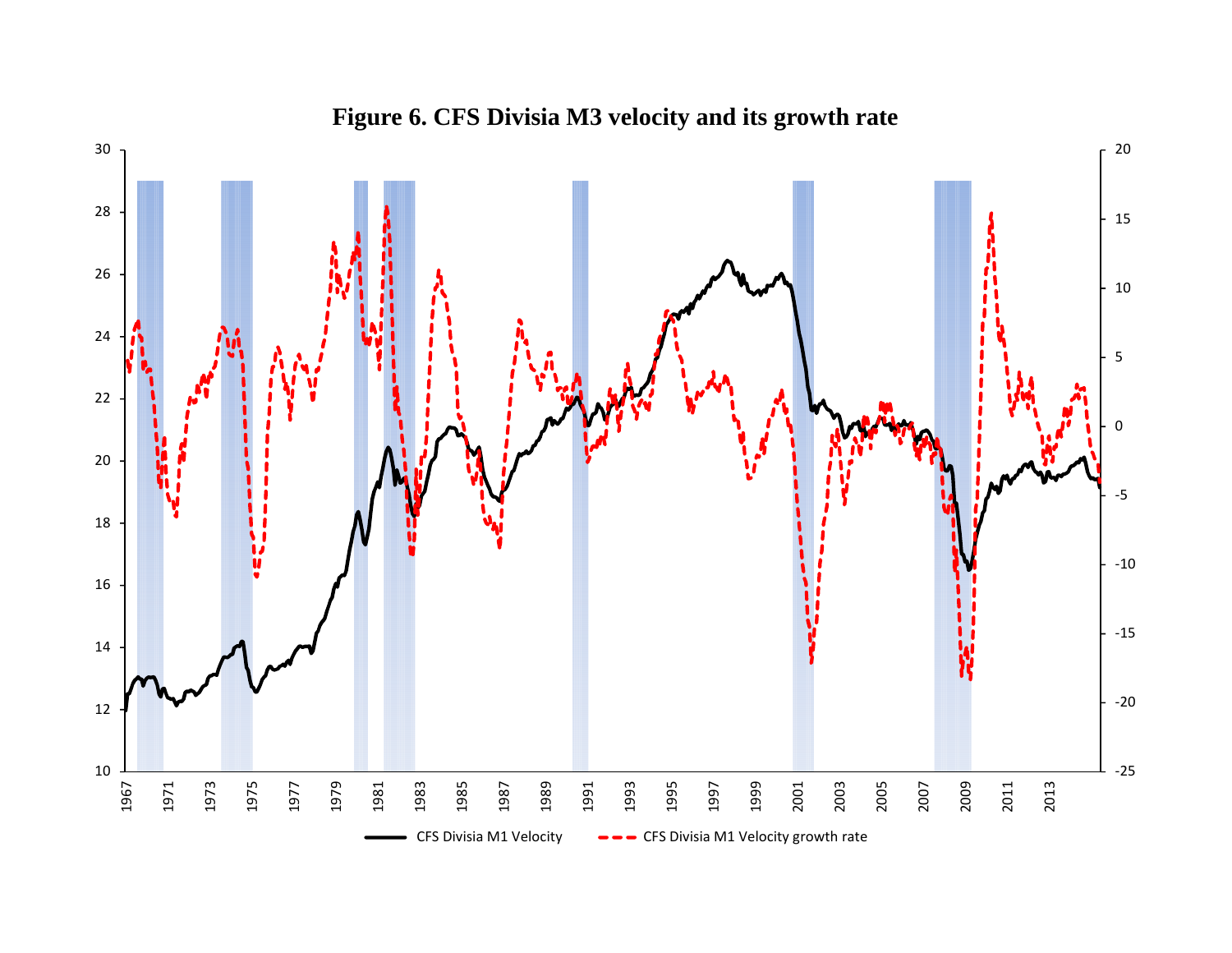**Figure 6. CFS Divisia M3 velocity and its growth rate**

CFS Divisia M1 Velocity — CFS Divisia M1 Velocity growth rate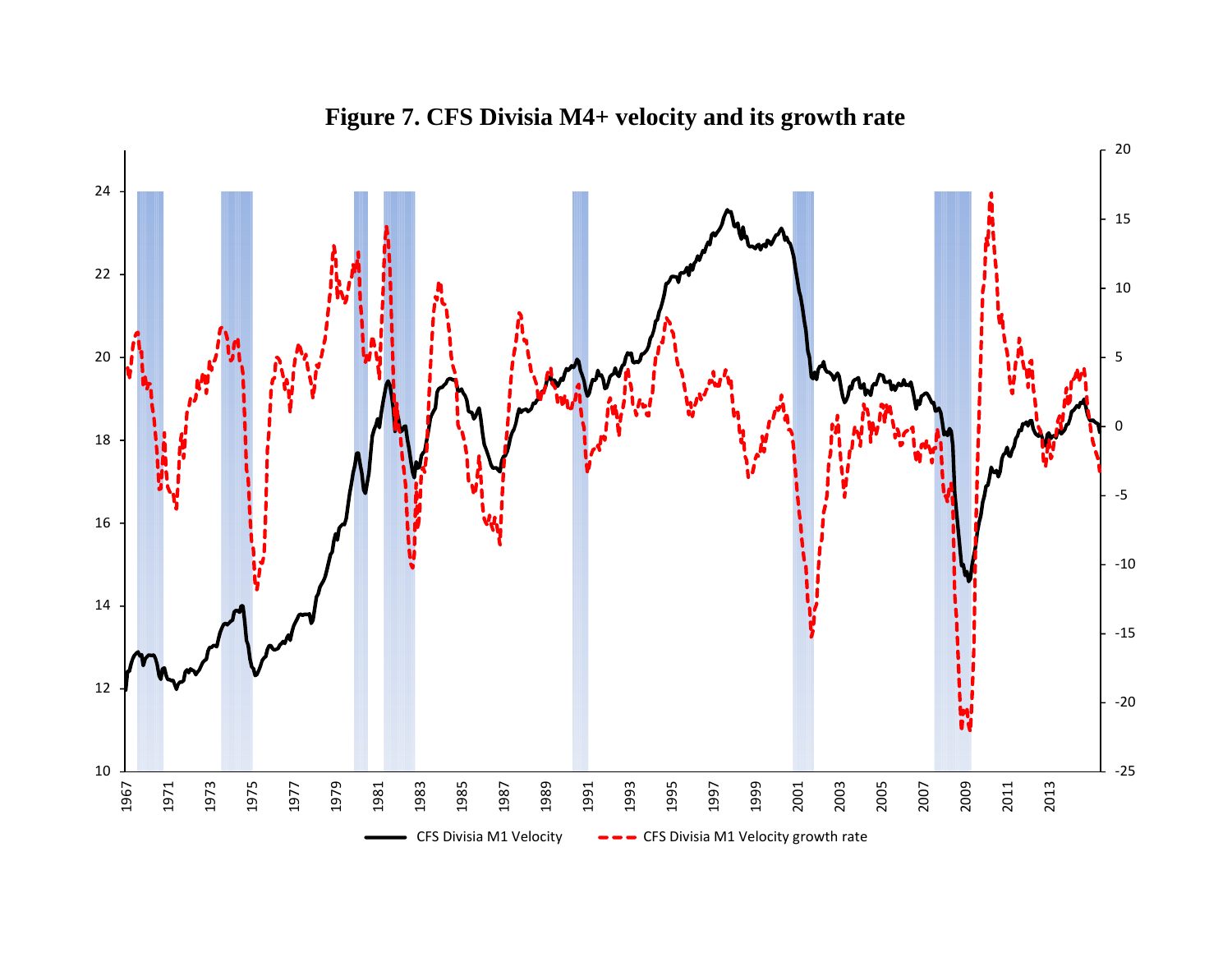**Figure 7. CFS Divisia M4+ velocity and its growth rate**

CFS Divisia M1 Velocity — CFS Divisia M1 Velocity growth rate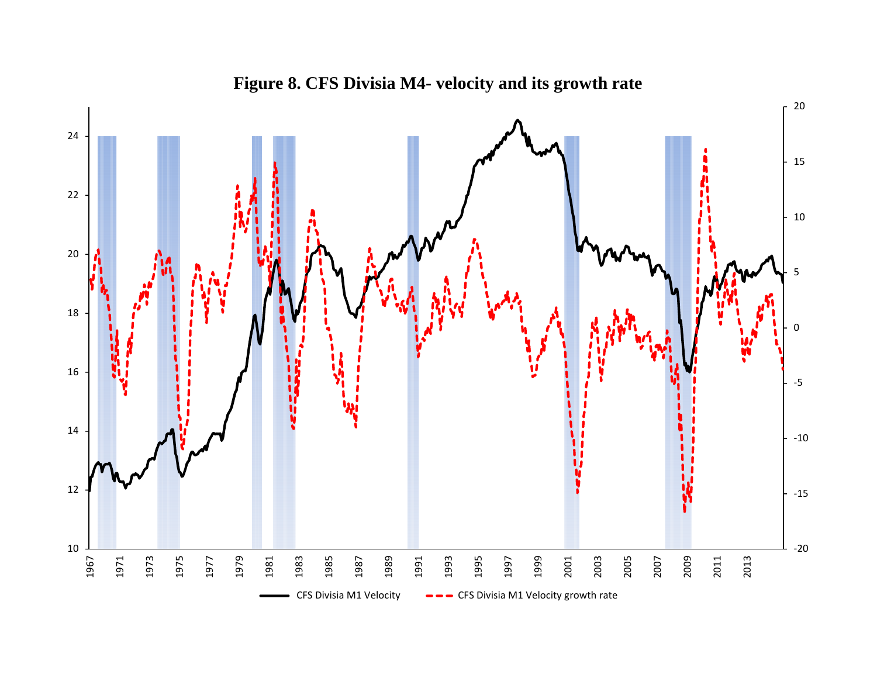**Figure 8. CFS Divisia M4- velocity and its growth rate**

CFS Divisia M1 Velocity — CFS Divisia M1 Velocity growth rate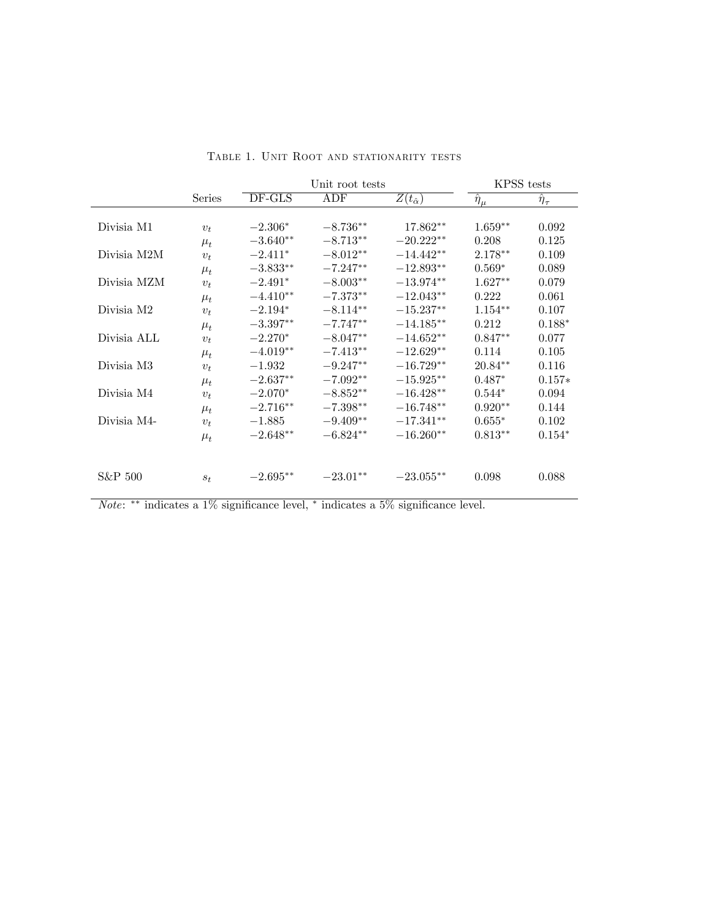Table 1. Unit Root and stationarity tests

| | Series | Unit root tests | | | KPSS tests | |
|---|---|---|---|---|---|---|
| | | DF-GLS | ADF | $Z(t_{\hat{\alpha}})$ | $\hat{\eta}_{\mu}$ | $\hat{\eta}_{\tau}$ |
| Divisia M1 | $v_t$ | $-2.306^{*}$ | $-8.736^{**}$ | $17.862^{**}$ | $1.659^{**}$ | 0.092 |
| | $\mu_t$ | $-3.640^{**}$ | $-8.713^{**}$ | $-20.222^{**}$ | 0.208 | 0.125 |
| Divisia M2M | $v_t$ | $-2.411^{*}$ | $-8.012^{**}$ | $-14.442^{**}$ | $2.178^{**}$ | 0.109 |
| | $\mu_t$ | $-3.833^{**}$ | $-7.247^{**}$ | $-12.893^{**}$ | $0.569^{*}$ | 0.089 |
| Divisia MZM | $v_t$ | $-2.491^{*}$ | $-8.003^{**}$ | $-13.974^{**}$ | $1.627^{**}$ | 0.079 |
| | $\mu_t$ | $-4.410^{**}$ | $-7.373^{**}$ | $-12.043^{**}$ | 0.222 | 0.061 |
| Divisia M2 | $v_t$ | $-2.194^{*}$ | $-8.114^{**}$ | $-15.237^{**}$ | $1.154^{**}$ | 0.107 |
| | $\mu_t$ | $-3.397^{**}$ | $-7.747^{**}$ | $-14.185^{**}$ | 0.212 | $0.188^{*}$ |
| Divisia ALL | $v_t$ | $-2.270^{*}$ | $-8.047^{**}$ | $-14.652^{**}$ | $0.847^{**}$ | 0.077 |
| | $\mu_t$ | $-4.019^{**}$ | $-7.413^{**}$ | $-12.629^{**}$ | 0.114 | 0.105 |
| Divisia M3 | $v_t$ | $-1.932$ | $-9.247^{**}$ | $-16.729^{**}$ | $20.84^{**}$ | 0.116 |
| | $\mu_t$ | $-2.637^{**}$ | $-7.092^{**}$ | $-15.925^{**}$ | $0.487^{*}$ | $0.157*$ |
| Divisia M4 | $v_t$ | $-2.070^{*}$ | $-8.852^{**}$ | $-16.428^{**}$ | $0.544^{*}$ | 0.094 |
| | $\mu_t$ | $-2.716^{**}$ | $-7.398^{**}$ | $-16.748^{**}$ | $0.920^{**}$ | 0.144 |
| Divisia M4- | $v_t$ | $-1.885$ | $-9.409^{**}$ | $-17.341^{**}$ | $0.655^{*}$ | 0.102 |
| | $\mu_t$ | $-2.648^{**}$ | $-6.824^{**}$ | $-16.260^{**}$ | $0.813^{**}$ | $0.154^{*}$ |
| S&P 500 | $s_t$ | $-2.695^{**}$ | $-23.01^{**}$ | $-23.055^{**}$ | 0.098 | 0.088 |

*Note*: $^{**}$ indicates a 1% significance level, $^{*}$ indicates a 5% significance level.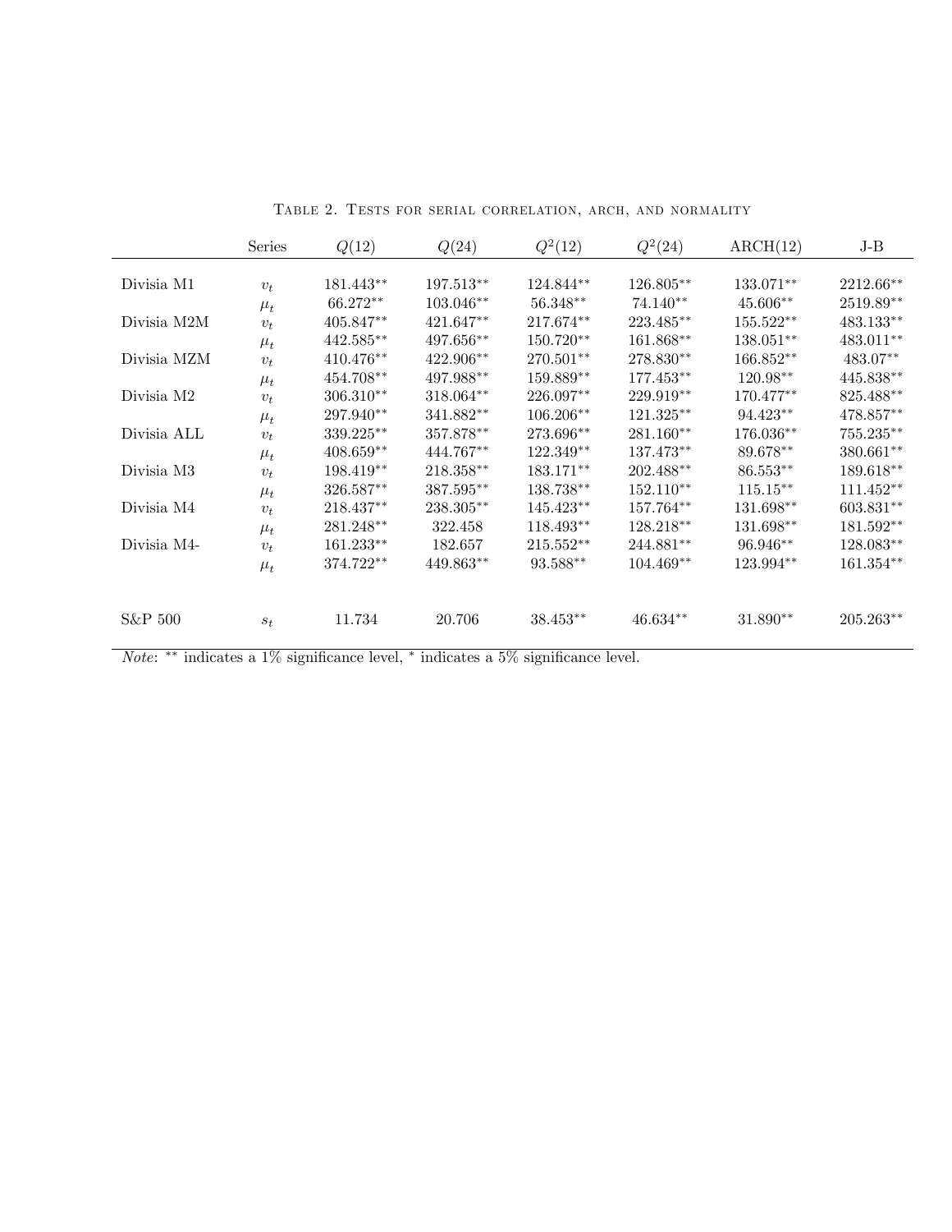Table 2. Tests for serial correlation, arch, and normality

| | Series | $Q(12)$ | $Q(24)$ | $Q^2(12)$ | $Q^2(24)$ | ARCH(12) | J-B |
|---|---|---|---|---|---|---|---|
| Divisia M1 | $v_t$ | 181.443** | 197.513** | 124.844** | 126.805** | 133.071** | 2212.66** |
| | $\mu_t$ | 66.272** | 103.046** | 56.348** | 74.140** | 45.606** | 2519.89** |
| Divisia M2M | $v_t$ | 405.847** | 421.647** | 217.674** | 223.485** | 155.522** | 483.133** |
| | $\mu_t$ | 442.585** | 497.656** | 150.720** | 161.868** | 138.051** | 483.011** |
| Divisia MZM | $v_t$ | 410.476** | 422.906** | 270.501** | 278.830** | 166.852** | 483.07** |
| | $\mu_t$ | 454.708** | 497.988** | 159.889** | 177.453** | 120.98** | 445.838** |
| Divisia M2 | $v_t$ | 306.310** | 318.064** | 226.097** | 229.919** | 170.477** | 825.488** |
| | $\mu_t$ | 297.940** | 341.882** | 106.206** | 121.325** | 94.423** | 478.857** |
| Divisia ALL | $v_t$ | 339.225** | 357.878** | 273.696** | 281.160** | 176.036** | 755.235** |
| | $\mu_t$ | 408.659** | 444.767** | 122.349** | 137.473** | 89.678** | 380.661** |
| Divisia M3 | $v_t$ | 198.419** | 218.358** | 183.171** | 202.488** | 86.553** | 189.618** |
| | $\mu_t$ | 326.587** | 387.595** | 138.738** | 152.110** | 115.15** | 111.452** |
| Divisia M4 | $v_t$ | 218.437** | 238.305** | 145.423** | 157.764** | 131.698** | 603.831** |
| | $\mu_t$ | 281.248** | 322.458 | 118.493** | 128.218** | 131.698** | 181.592** |
| Divisia M4- | $v_t$ | 161.233** | 182.657 | 215.552** | 244.881** | 96.946** | 128.083** |
| | $\mu_t$ | 374.722** | 449.863** | 93.588** | 104.469** | 123.994** | 161.354** |
| S&P 500 | $s_t$ | 11.734 | 20.706 | 38.453** | 46.634** | 31.890** | 205.263** |

*Note*: ** indicates a 1% significance level, * indicates a 5% significance level.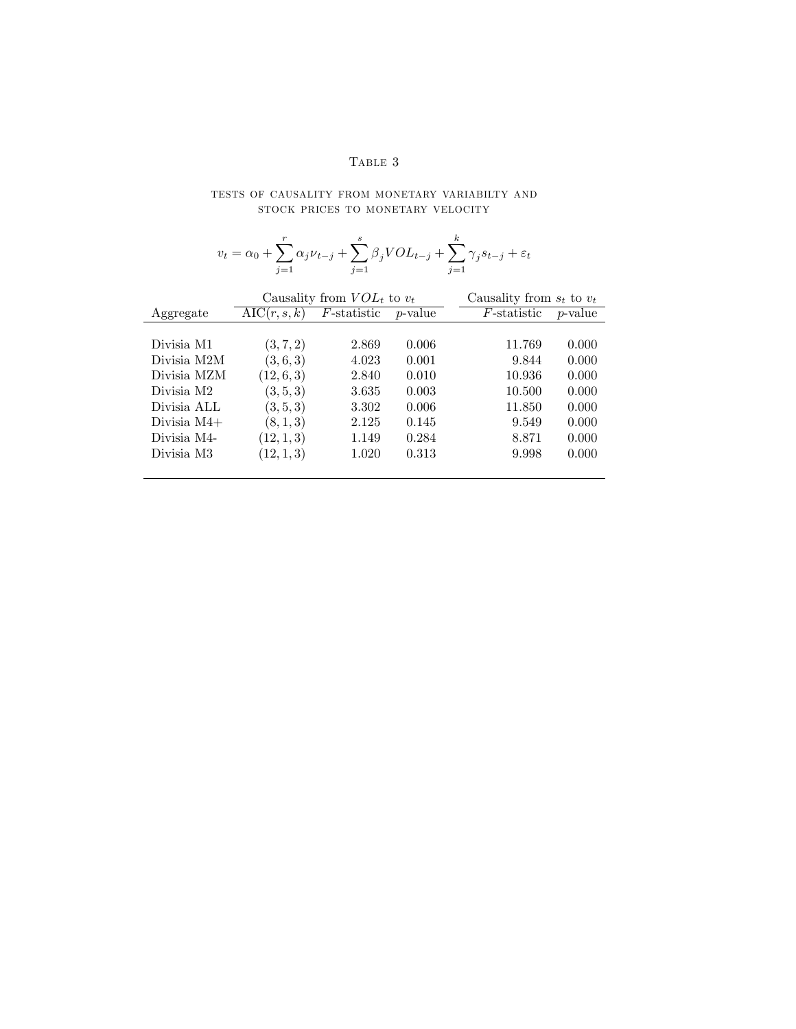Table 3

TESTS OF CAUSALITY FROM MONETARY VARIABILTY AND STOCK PRICES TO MONETARY VELOCITY

$$v_t = \alpha_0 + \sum_{j=1}^{r} \alpha_j \nu_{t-j} + \sum_{j=1}^{s} \beta_j VOL_{t-j} + \sum_{j=1}^{k} \gamma_j s_{t-j} + \varepsilon_t$$

| | Causality from $VOL_t$ to $v_t$ | | | Causality from $s_t$ to $v_t$ | |
|---|---|---|---|---|---|
| Aggregate | AIC$(r, s, k)$ | $F$-statistic | $p$-value | $F$-statistic | $p$-value |
| Divisia M1 | $(3, 7, 2)$ | 2.869 | 0.006 | 11.769 | 0.000 |
| Divisia M2M | $(3, 6, 3)$ | 4.023 | 0.001 | 9.844 | 0.000 |
| Divisia MZM | $(12, 6, 3)$ | 2.840 | 0.010 | 10.936 | 0.000 |
| Divisia M2 | $(3, 5, 3)$ | 3.635 | 0.003 | 10.500 | 0.000 |
| Divisia ALL | $(3, 5, 3)$ | 3.302 | 0.006 | 11.850 | 0.000 |
| Divisia M4+ | $(8, 1, 3)$ | 2.125 | 0.145 | 9.549 | 0.000 |
| Divisia M4- | $(12, 1, 3)$ | 1.149 | 0.284 | 8.871 | 0.000 |
| Divisia M3 | $(12, 1, 3)$ | 1.020 | 0.313 | 9.998 | 0.000 |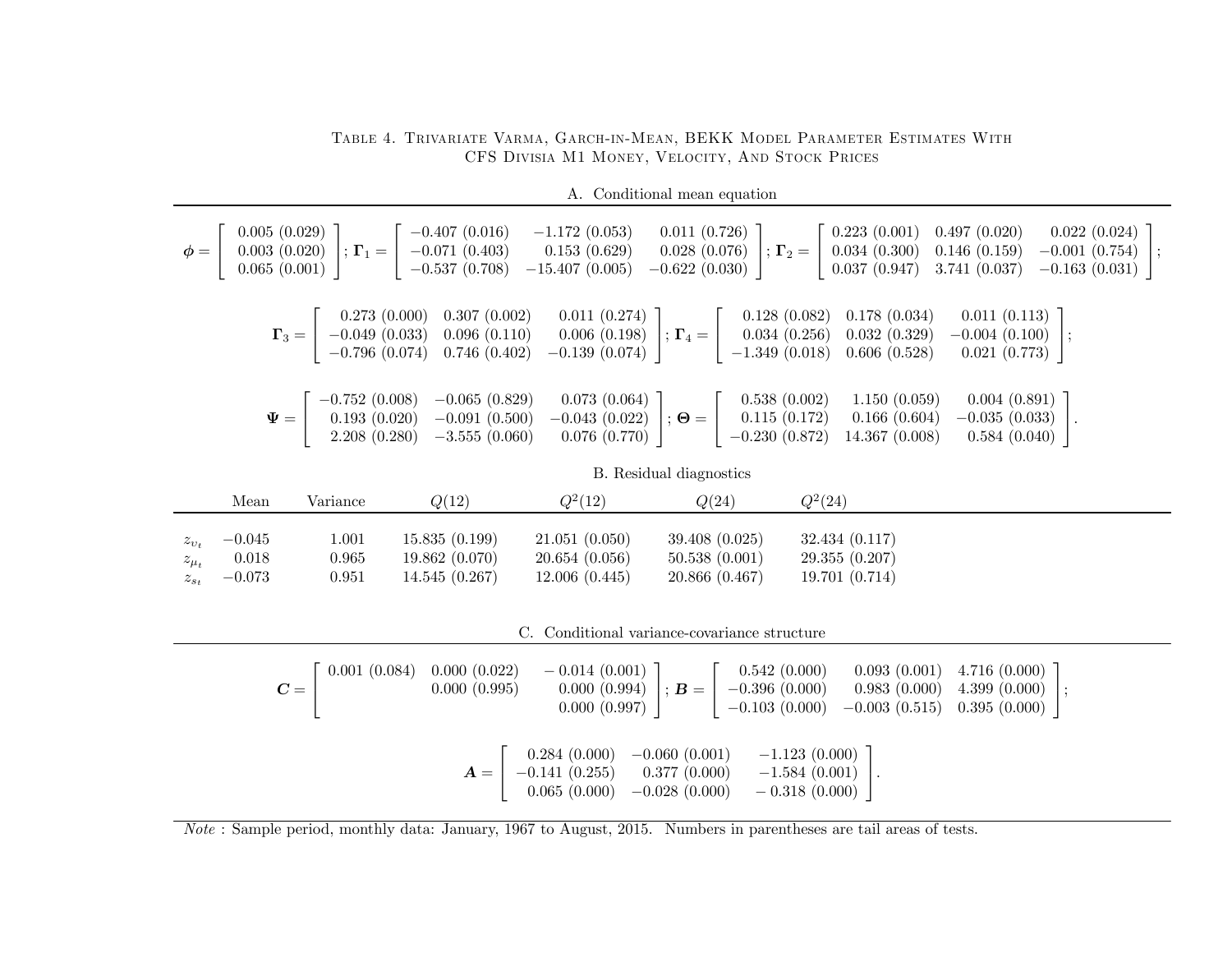Table 4. Trivariate Varma, Garch-in-Mean, BEKK Model Parameter Estimates With CFS Divisia M1 Money, Velocity, And Stock Prices

A. Conditional mean equation

$$\boldsymbol{\phi} = \begin{bmatrix} 0.005\ (0.029) \\ 0.003\ (0.020) \\ 0.065\ (0.001) \end{bmatrix}; \boldsymbol{\Gamma}_1 = \begin{bmatrix} -0.407\ (0.016) & -1.172\ (0.053) & 0.011\ (0.726) \\ -0.071\ (0.403) & 0.153\ (0.629) & 0.028\ (0.076) \\ -0.537\ (0.708) & -15.407\ (0.005) & -0.622\ (0.030) \end{bmatrix}; \boldsymbol{\Gamma}_2 = \begin{bmatrix} 0.223\ (0.001) & 0.497\ (0.020) & 0.022\ (0.024) \\ 0.034\ (0.300) & 0.146\ (0.159) & -0.001\ (0.754) \\ 0.037\ (0.947) & 3.741\ (0.037) & -0.163\ (0.031) \end{bmatrix};$$

$$\boldsymbol{\Gamma}_3 = \begin{bmatrix} 0.273\ (0.000) & 0.307\ (0.002) & 0.011\ (0.274) \\ -0.049\ (0.033) & 0.096\ (0.110) & 0.006\ (0.198) \\ -0.796\ (0.074) & 0.746\ (0.402) & -0.139\ (0.074) \end{bmatrix}; \boldsymbol{\Gamma}_4 = \begin{bmatrix} 0.128\ (0.082) & 0.178\ (0.034) & 0.011\ (0.113) \\ 0.034\ (0.256) & 0.032\ (0.329) & -0.004\ (0.100) \\ -1.349\ (0.018) & 0.606\ (0.528) & 0.021\ (0.773) \end{bmatrix};$$

$$\boldsymbol{\Psi} = \begin{bmatrix} -0.752\ (0.008) & -0.065\ (0.829) & 0.073\ (0.064) \\ 0.193\ (0.020) & -0.091\ (0.500) & -0.043\ (0.022) \\ 2.208\ (0.280) & -3.555\ (0.060) & 0.076\ (0.770) \end{bmatrix}; \boldsymbol{\Theta} = \begin{bmatrix} 0.538\ (0.002) & 1.150\ (0.059) & 0.004\ (0.891) \\ 0.115\ (0.172) & 0.166\ (0.604) & -0.035\ (0.033) \\ -0.230\ (0.872) & 14.367\ (0.008) & 0.584\ (0.040) \end{bmatrix}.$$

B. Residual diagnostics

| | Mean | Variance | $Q(12)$ | $Q^2(12)$ | $Q(24)$ | $Q^2(24)$ |
|---|---|---|---|---|---|---|
| $z_{\upsilon_t}$ | −0.045 | 1.001 | 15.835 (0.199) | 21.051 (0.050) | 39.408 (0.025) | 32.434 (0.117) |
| $z_{\mu_t}$ | 0.018 | 0.965 | 19.862 (0.070) | 20.654 (0.056) | 50.538 (0.001) | 29.355 (0.207) |
| $z_{s_t}$ | −0.073 | 0.951 | 14.545 (0.267) | 12.006 (0.445) | 20.866 (0.467) | 19.701 (0.714) |

C. Conditional variance-covariance structure

$$\boldsymbol{C} = \begin{bmatrix} 0.001\ (0.084) & 0.000\ (0.022) & -0.014\ (0.001) \\ & 0.000\ (0.995) & 0.000\ (0.994) \\ & & 0.000\ (0.997) \end{bmatrix}; \boldsymbol{B} = \begin{bmatrix} 0.542\ (0.000) & 0.093\ (0.001) & 4.716\ (0.000) \\ -0.396\ (0.000) & 0.983\ (0.000) & 4.399\ (0.000) \\ -0.103\ (0.000) & -0.003\ (0.515) & 0.395\ (0.000) \end{bmatrix};$$

$$\boldsymbol{A} = \begin{bmatrix} 0.284\ (0.000) & -0.060\ (0.001) & -1.123\ (0.000) \\ -0.141\ (0.255) & 0.377\ (0.000) & -1.584\ (0.001) \\ 0.065\ (0.000) & -0.028\ (0.000) & -0.318\ (0.000) \end{bmatrix}.$$

*Note* : Sample period, monthly data: January, 1967 to August, 2015. Numbers in parentheses are tail areas of tests.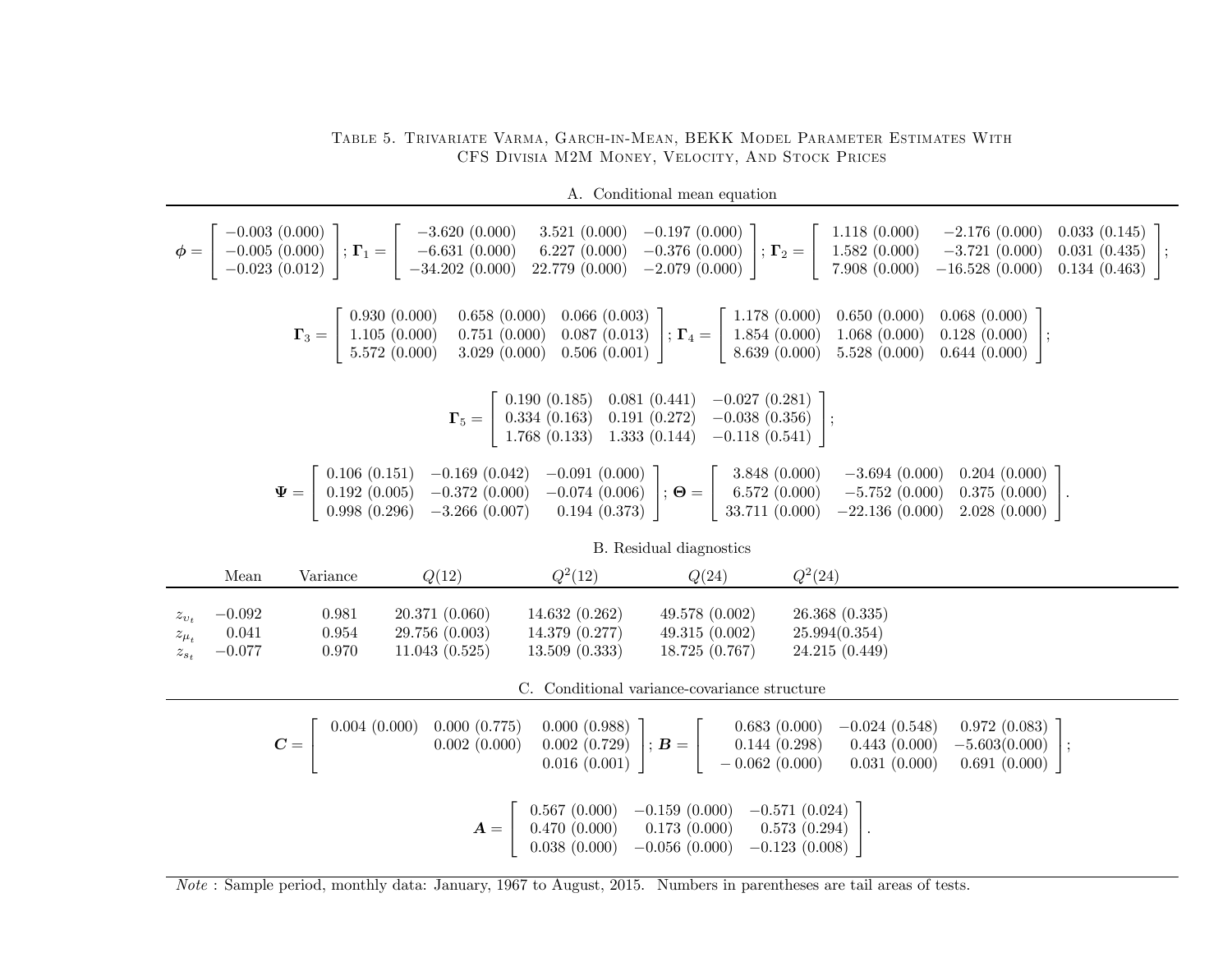Table 5. Trivariate Varma, Garch-in-Mean, BEKK Model Parameter Estimates With CFS Divisia M2M Money, Velocity, And Stock Prices

A. Conditional mean equation

$$\boldsymbol{\phi} = \begin{bmatrix} -0.003\ (0.000) \\ -0.005\ (0.000) \\ -0.023\ (0.012) \end{bmatrix}; \boldsymbol{\Gamma}_1 = \begin{bmatrix} -3.620\ (0.000) & 3.521\ (0.000) & -0.197\ (0.000) \\ -6.631\ (0.000) & 6.227\ (0.000) & -0.376\ (0.000) \\ -34.202\ (0.000) & 22.779\ (0.000) & -2.079\ (0.000) \end{bmatrix}; \boldsymbol{\Gamma}_2 = \begin{bmatrix} 1.118\ (0.000) & -2.176\ (0.000) & 0.033\ (0.145) \\ 1.582\ (0.000) & -3.721\ (0.000) & 0.031\ (0.435) \\ 7.908\ (0.000) & -16.528\ (0.000) & 0.134\ (0.463) \end{bmatrix};$$

$$\boldsymbol{\Gamma}_3 = \begin{bmatrix} 0.930\ (0.000) & 0.658\ (0.000) & 0.066\ (0.003) \\ 1.105\ (0.000) & 0.751\ (0.000) & 0.087\ (0.013) \\ 5.572\ (0.000) & 3.029\ (0.000) & 0.506\ (0.001) \end{bmatrix}; \boldsymbol{\Gamma}_4 = \begin{bmatrix} 1.178\ (0.000) & 0.650\ (0.000) & 0.068\ (0.000) \\ 1.854\ (0.000) & 1.068\ (0.000) & 0.128\ (0.000) \\ 8.639\ (0.000) & 5.528\ (0.000) & 0.644\ (0.000) \end{bmatrix};$$

$$\boldsymbol{\Gamma}_5 = \begin{bmatrix} 0.190\ (0.185) & 0.081\ (0.441) & -0.027\ (0.281) \\ 0.334\ (0.163) & 0.191\ (0.272) & -0.038\ (0.356) \\ 1.768\ (0.133) & 1.333\ (0.144) & -0.118\ (0.541) \end{bmatrix};$$

$$\boldsymbol{\Psi} = \begin{bmatrix} 0.106\ (0.151) & -0.169\ (0.042) & -0.091\ (0.000) \\ 0.192\ (0.005) & -0.372\ (0.000) & -0.074\ (0.006) \\ 0.998\ (0.296) & -3.266\ (0.007) & 0.194\ (0.373) \end{bmatrix}; \boldsymbol{\Theta} = \begin{bmatrix} 3.848\ (0.000) & -3.694\ (0.000) & 0.204\ (0.000) \\ 6.572\ (0.000) & -5.752\ (0.000) & 0.375\ (0.000) \\ 33.711\ (0.000) & -22.136\ (0.000) & 2.028\ (0.000) \end{bmatrix}.$$

B. Residual diagnostics

| | Mean | Variance | $Q(12)$ | $Q^2(12)$ | $Q(24)$ | $Q^2(24)$ |
|---|---|---|---|---|---|---|
| $z_{\upsilon_t}$ | −0.092 | 0.981 | 20.371 (0.060) | 14.632 (0.262) | 49.578 (0.002) | 26.368 (0.335) |
| $z_{\mu_t}$ | 0.041 | 0.954 | 29.756 (0.003) | 14.379 (0.277) | 49.315 (0.002) | 25.994(0.354) |
| $z_{s_t}$ | −0.077 | 0.970 | 11.043 (0.525) | 13.509 (0.333) | 18.725 (0.767) | 24.215 (0.449) |

C. Conditional variance-covariance structure

$$\boldsymbol{C} = \begin{bmatrix} 0.004\ (0.000) & 0.000\ (0.775) & 0.000\ (0.988) \\ & 0.002\ (0.000) & 0.002\ (0.729) \\ & & 0.016\ (0.001) \end{bmatrix}; \boldsymbol{B} = \begin{bmatrix} 0.683\ (0.000) & -0.024\ (0.548) & 0.972\ (0.083) \\ 0.144\ (0.298) & 0.443\ (0.000) & -5.603 (0.000) \\ -0.062\ (0.000) & 0.031\ (0.000) & 0.691\ (0.000) \end{bmatrix};$$

$$\boldsymbol{A} = \begin{bmatrix} 0.567\ (0.000) & -0.159\ (0.000) & -0.571\ (0.024) \\ 0.470\ (0.000) & 0.173\ (0.000) & 0.573\ (0.294) \\ 0.038\ (0.000) & -0.056\ (0.000) & -0.123\ (0.008) \end{bmatrix}.$$

*Note* : Sample period, monthly data: January, 1967 to August, 2015. Numbers in parentheses are tail areas of tests.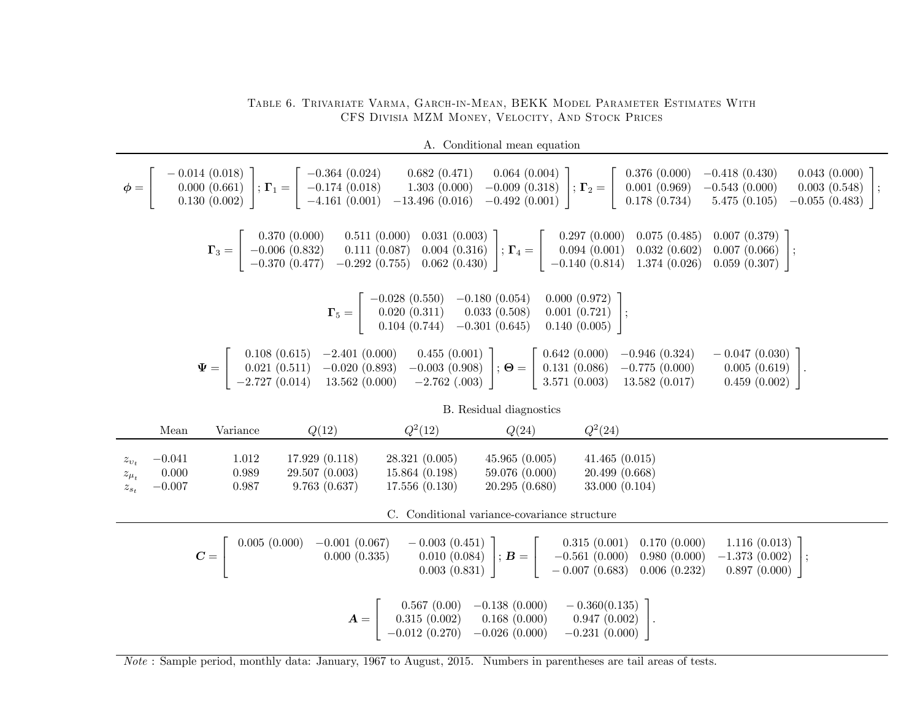TABLE 6. TRIVARIATE VARMA, GARCH-IN-MEAN, BEKK MODEL PARAMETER ESTIMATES WITH CFS DIVISIA MZM MONEY, VELOCITY, AND STOCK PRICES

A. Conditional mean equation

$$\boldsymbol{\phi} = \begin{bmatrix} -0.014\ (0.018) \\ 0.000\ (0.661) \\ 0.130\ (0.002) \end{bmatrix}; \boldsymbol{\Gamma}_1 = \begin{bmatrix} -0.364\ (0.024) & 0.682\ (0.471) & 0.064\ (0.004) \\ -0.174\ (0.018) & 1.303\ (0.000) & -0.009\ (0.318) \\ -4.161\ (0.001) & -13.496\ (0.016) & -0.492\ (0.001) \end{bmatrix}; \boldsymbol{\Gamma}_2 = \begin{bmatrix} 0.376\ (0.000) & -0.418\ (0.430) & 0.043\ (0.000) \\ 0.001\ (0.969) & -0.543\ (0.000) & 0.003\ (0.548) \\ 0.178\ (0.734) & 5.475\ (0.105) & -0.055\ (0.483) \end{bmatrix};$$

$$\boldsymbol{\Gamma}_3 = \begin{bmatrix} 0.370\ (0.000) & 0.511\ (0.000) & 0.031\ (0.003) \\ -0.006\ (0.832) & 0.111\ (0.087) & 0.004\ (0.316) \\ -0.370\ (0.477) & -0.292\ (0.755) & 0.062\ (0.430) \end{bmatrix}; \boldsymbol{\Gamma}_4 = \begin{bmatrix} 0.297\ (0.000) & 0.075\ (0.485) & 0.007\ (0.379) \\ 0.094\ (0.001) & 0.032\ (0.602) & 0.007\ (0.066) \\ -0.140\ (0.814) & 1.374\ (0.026) & 0.059\ (0.307) \end{bmatrix};$$

$$\boldsymbol{\Gamma}_5 = \begin{bmatrix} -0.028\ (0.550) & -0.180\ (0.054) & 0.000\ (0.972) \\ 0.020\ (0.311) & 0.033\ (0.508) & 0.001\ (0.721) \\ 0.104\ (0.744) & -0.301\ (0.645) & 0.140\ (0.005) \end{bmatrix};$$

$$\boldsymbol{\Psi} = \begin{bmatrix} 0.108\ (0.615) & -2.401\ (0.000) & 0.455\ (0.001) \\ 0.021\ (0.511) & -0.020\ (0.893) & -0.003\ (0.908) \\ -2.727\ (0.014) & 13.562\ (0.000) & -2.762\ (.003) \end{bmatrix}; \boldsymbol{\Theta} = \begin{bmatrix} 0.642\ (0.000) & -0.946\ (0.324) & -0.047\ (0.030) \\ 0.131\ (0.086) & -0.775\ (0.000) & 0.005\ (0.619) \\ 3.571\ (0.003) & 13.582\ (0.017) & 0.459\ (0.002) \end{bmatrix}.$$

B. Residual diagnostics

| | Mean | Variance | $Q(12)$ | $Q^2(12)$ | $Q(24)$ | $Q^2(24)$ |
|---|---|---|---|---|---|---|
| $z_{\upsilon_t}$ | −0.041 | 1.012 | 17.929 (0.118) | 28.321 (0.005) | 45.965 (0.005) | 41.465 (0.015) |
| $z_{\mu_t}$ | 0.000 | 0.989 | 29.507 (0.003) | 15.864 (0.198) | 59.076 (0.000) | 20.499 (0.668) |
| $z_{s_t}$ | −0.007 | 0.987 | 9.763 (0.637) | 17.556 (0.130) | 20.295 (0.680) | 33.000 (0.104) |

C. Conditional variance-covariance structure

$$\boldsymbol{C} = \begin{bmatrix} 0.005\ (0.000) & -0.001\ (0.067) & -0.003\ (0.451) \\ & 0.000\ (0.335) & 0.010\ (0.084) \\ & & 0.003\ (0.831) \end{bmatrix}; \boldsymbol{B} = \begin{bmatrix} 0.315\ (0.001) & 0.170\ (0.000) & 1.116\ (0.013) \\ -0.561\ (0.000) & 0.980\ (0.000) & -1.373\ (0.002) \\ -0.007\ (0.683) & 0.006\ (0.232) & 0.897\ (0.000) \end{bmatrix};$$

$$\boldsymbol{A} = \begin{bmatrix} 0.567\ (0.00) & -0.138\ (0.000) & -0.360 (0.135) \\ 0.315\ (0.002) & 0.168\ (0.000) & 0.947\ (0.002) \\ -0.012\ (0.270) & -0.026\ (0.000) & -0.231\ (0.000) \end{bmatrix}.$$

*Note* : Sample period, monthly data: January, 1967 to August, 2015. Numbers in parentheses are tail areas of tests.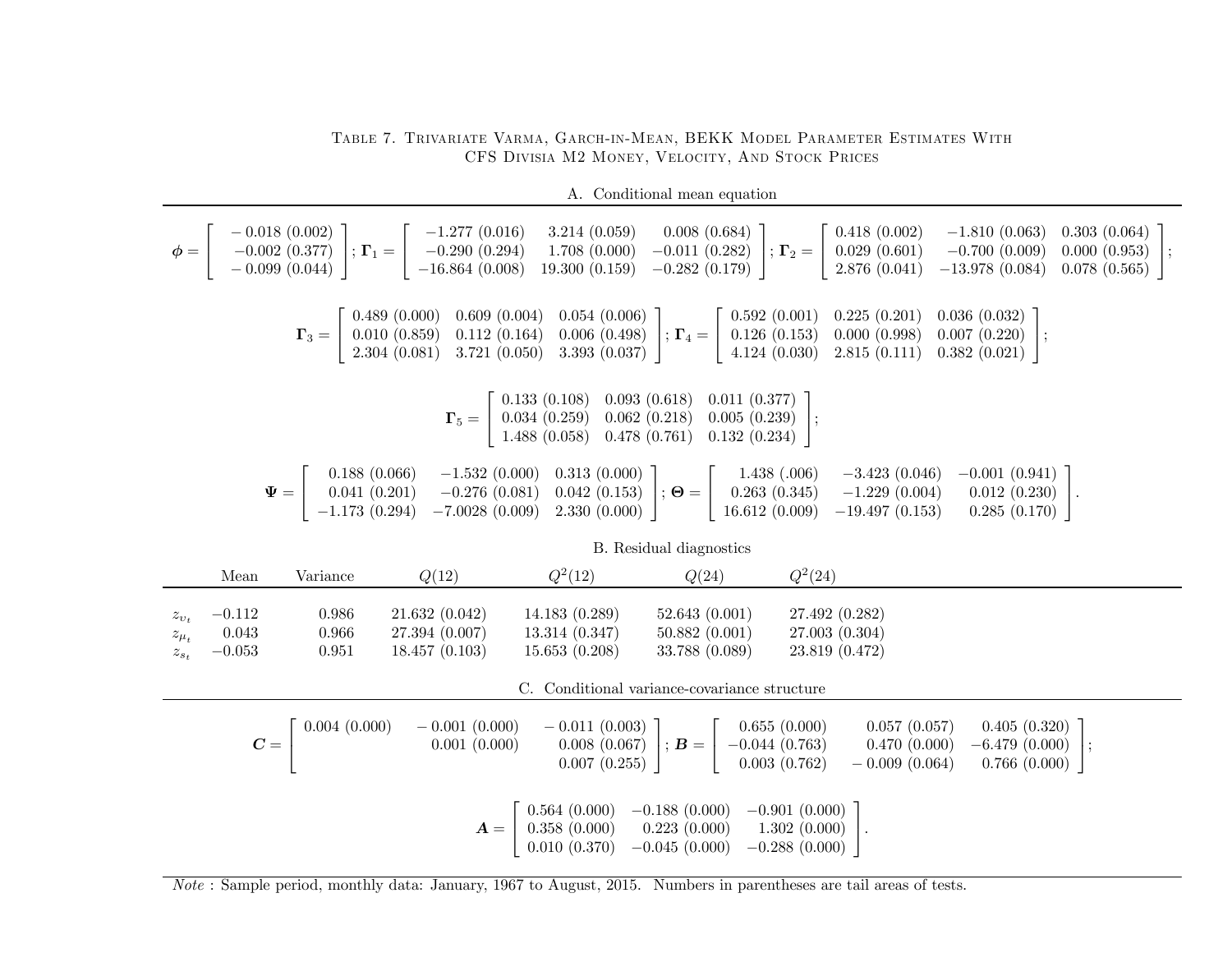### Table 7. Trivariate Varma, Garch-in-Mean, BEKK Model Parameter Estimates With CFS Divisia M2 Money, Velocity, And Stock Prices

A. Conditional mean equation

$$\boldsymbol{\phi} = \begin{bmatrix} -0.018\ (0.002) \\ -0.002\ (0.377) \\ -0.099\ (0.044) \end{bmatrix}; \boldsymbol{\Gamma}_1 = \begin{bmatrix} -1.277\ (0.016) & 3.214\ (0.059) & 0.008\ (0.684) \\ -0.290\ (0.294) & 1.708\ (0.000) & -0.011\ (0.282) \\ -16.864\ (0.008) & 19.300\ (0.159) & -0.282\ (0.179) \end{bmatrix}; \boldsymbol{\Gamma}_2 = \begin{bmatrix} 0.418\ (0.002) & -1.810\ (0.063) & 0.303\ (0.064) \\ 0.029\ (0.601) & -0.700\ (0.009) & 0.000\ (0.953) \\ 2.876\ (0.041) & -13.978\ (0.084) & 0.078\ (0.565) \end{bmatrix};$$

$$\boldsymbol{\Gamma}_3 = \begin{bmatrix} 0.489\ (0.000) & 0.609\ (0.004) & 0.054\ (0.006) \\ 0.010\ (0.859) & 0.112\ (0.164) & 0.006\ (0.498) \\ 2.304\ (0.081) & 3.721\ (0.050) & 3.393\ (0.037) \end{bmatrix}; \boldsymbol{\Gamma}_4 = \begin{bmatrix} 0.592\ (0.001) & 0.225\ (0.201) & 0.036\ (0.032) \\ 0.126\ (0.153) & 0.000\ (0.998) & 0.007\ (0.220) \\ 4.124\ (0.030) & 2.815\ (0.111) & 0.382\ (0.021) \end{bmatrix};$$

$$\boldsymbol{\Gamma}_5 = \begin{bmatrix} 0.133\ (0.108) & 0.093\ (0.618) & 0.011\ (0.377) \\ 0.034\ (0.259) & 0.062\ (0.218) & 0.005\ (0.239) \\ 1.488\ (0.058) & 0.478\ (0.761) & 0.132\ (0.234) \end{bmatrix};$$

$$\boldsymbol{\Psi} = \begin{bmatrix} 0.188\ (0.066) & -1.532\ (0.000) & 0.313\ (0.000) \\ 0.041\ (0.201) & -0.276\ (0.081) & 0.042\ (0.153) \\ -1.173\ (0.294) & -7.0028\ (0.009) & 2.330\ (0.000) \end{bmatrix}; \boldsymbol{\Theta} = \begin{bmatrix} 1.438\ (.006) & -3.423\ (0.046) & -0.001\ (0.941) \\ 0.263\ (0.345) & -1.229\ (0.004) & 0.012\ (0.230) \\ 16.612\ (0.009) & -19.497\ (0.153) & 0.285\ (0.170) \end{bmatrix}.$$

B. Residual diagnostics

| | Mean | Variance | $Q(12)$ | $Q^2(12)$ | $Q(24)$ | $Q^2(24)$ |
|---|---|---|---|---|---|---|
| $z_{v_t}$ | −0.112 | 0.986 | 21.632 (0.042) | 14.183 (0.289) | 52.643 (0.001) | 27.492 (0.282) |
| $z_{\mu_t}$ | 0.043 | 0.966 | 27.394 (0.007) | 13.314 (0.347) | 50.882 (0.001) | 27.003 (0.304) |
| $z_{s_t}$ | −0.053 | 0.951 | 18.457 (0.103) | 15.653 (0.208) | 33.788 (0.089) | 23.819 (0.472) |

C. Conditional variance-covariance structure

$$\boldsymbol{C} = \begin{bmatrix} 0.004\ (0.000) & -0.001\ (0.000) & -0.011\ (0.003) \\ & 0.001\ (0.000) & 0.008\ (0.067) \\ & & 0.007\ (0.255) \end{bmatrix}; \boldsymbol{B} = \begin{bmatrix} 0.655\ (0.000) & 0.057\ (0.057) & 0.405\ (0.320) \\ -0.044\ (0.763) & 0.470\ (0.000) & -6.479\ (0.000) \\ 0.003\ (0.762) & -0.009\ (0.064) & 0.766\ (0.000) \end{bmatrix};$$

$$\boldsymbol{A} = \begin{bmatrix} 0.564\ (0.000) & -0.188\ (0.000) & -0.901\ (0.000) \\ 0.358\ (0.000) & 0.223\ (0.000) & 1.302\ (0.000) \\ 0.010\ (0.370) & -0.045\ (0.000) & -0.288\ (0.000) \end{bmatrix}.$$

*Note* : Sample period, monthly data: January, 1967 to August, 2015. Numbers in parentheses are tail areas of tests.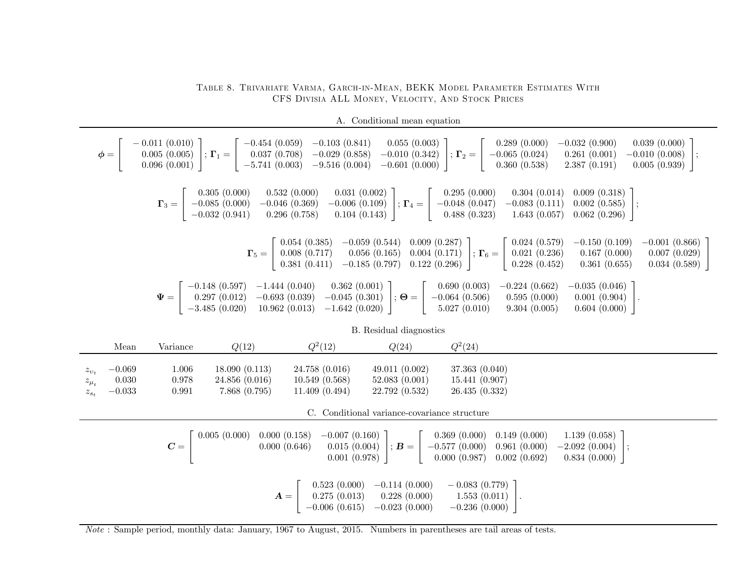Table 8. Trivariate Varma, Garch-in-Mean, BEKK Model Parameter Estimates With CFS Divisia ALL Money, Velocity, And Stock Prices

A. Conditional mean equation

$$\boldsymbol{\phi} = \begin{bmatrix} -0.011\ (0.010) \\ 0.005\ (0.005) \\ 0.096\ (0.001) \end{bmatrix}; \boldsymbol{\Gamma}_1 = \begin{bmatrix} -0.454\ (0.059) & -0.103\ (0.841) & 0.055\ (0.003) \\ 0.037\ (0.708) & -0.029\ (0.858) & -0.010\ (0.342) \\ -5.741\ (0.003) & -9.516\ (0.004) & -0.601\ (0.000) \end{bmatrix}; \boldsymbol{\Gamma}_2 = \begin{bmatrix} 0.289\ (0.000) & -0.032\ (0.900) & 0.039\ (0.000) \\ -0.065\ (0.024) & 0.261\ (0.001) & -0.010\ (0.008) \\ 0.360\ (0.538) & 2.387\ (0.191) & 0.005\ (0.939) \end{bmatrix};$$

$$\boldsymbol{\Gamma}_3 = \begin{bmatrix} 0.305\ (0.000) & 0.532\ (0.000) & 0.031\ (0.002) \\ -0.085\ (0.000) & -0.046\ (0.369) & -0.006\ (0.109) \\ -0.032\ (0.941) & 0.296\ (0.758) & 0.104\ (0.143) \end{bmatrix}; \boldsymbol{\Gamma}_4 = \begin{bmatrix} 0.295\ (0.000) & 0.304\ (0.014) & 0.009\ (0.318) \\ -0.048\ (0.047) & -0.083\ (0.111) & 0.002\ (0.585) \\ 0.488\ (0.323) & 1.643\ (0.057) & 0.062\ (0.296) \end{bmatrix};$$

$$\boldsymbol{\Gamma}_5 = \begin{bmatrix} 0.054\ (0.385) & -0.059\ (0.544) & 0.009\ (0.287) \\ 0.008\ (0.717) & 0.056\ (0.165) & 0.004\ (0.171) \\ 0.381\ (0.411) & -0.185\ (0.797) & 0.122\ (0.296) \end{bmatrix}; \boldsymbol{\Gamma}_6 = \begin{bmatrix} 0.024\ (0.579) & -0.150\ (0.109) & -0.001\ (0.866) \\ 0.021\ (0.236) & 0.167\ (0.000) & 0.007\ (0.029) \\ 0.228\ (0.452) & 0.361\ (0.655) & 0.034\ (0.589) \end{bmatrix}$$

$$\boldsymbol{\Psi} = \begin{bmatrix} -0.148\ (0.597) & -1.444\ (0.040) & 0.362\ (0.001) \\ 0.297\ (0.012) & -0.693\ (0.039) & -0.045\ (0.301) \\ -3.485\ (0.020) & 10.962\ (0.013) & -1.642\ (0.020) \end{bmatrix}; \boldsymbol{\Theta} = \begin{bmatrix} 0.690\ (0.003) & -0.224\ (0.662) & -0.035\ (0.046) \\ -0.064\ (0.506) & 0.595\ (0.000) & 0.001\ (0.904) \\ 5.027\ (0.010) & 9.304\ (0.005) & 0.604\ (0.000) \end{bmatrix}.$$

B. Residual diagnostics

| | Mean | Variance | $Q(12)$ | $Q^2(12)$ | $Q(24)$ | $Q^2(24)$ |
|---|---|---|---|---|---|---|
| $z_{\upsilon_t}$ | −0.069 | 1.006 | 18.090 (0.113) | 24.758 (0.016) | 49.011 (0.002) | 37.363 (0.040) |
| $z_{\mu_t}$ | 0.030 | 0.978 | 24.856 (0.016) | 10.549 (0.568) | 52.083 (0.001) | 15.441 (0.907) |
| $z_{s_t}$ | −0.033 | 0.991 | 7.868 (0.795) | 11.409 (0.494) | 22.792 (0.532) | 26.435 (0.332) |

C. Conditional variance-covariance structure

$$\boldsymbol{C} = \begin{bmatrix} 0.005\ (0.000) & 0.000\ (0.158) & -0.007\ (0.160) \\ & 0.000\ (0.646) & 0.015\ (0.004) \\ & & 0.001\ (0.978) \end{bmatrix}; \boldsymbol{B} = \begin{bmatrix} 0.369\ (0.000) & 0.149\ (0.000) & 1.139\ (0.058) \\ -0.577\ (0.000) & 0.961\ (0.000) & -2.092\ (0.004) \\ 0.000\ (0.987) & 0.002\ (0.692) & 0.834\ (0.000) \end{bmatrix};$$

$$\boldsymbol{A} = \begin{bmatrix} 0.523\ (0.000) & -0.114\ (0.000) & -0.083\ (0.779) \\ 0.275\ (0.013) & 0.228\ (0.000) & 1.553\ (0.011) \\ -0.006\ (0.615) & -0.023\ (0.000) & -0.236\ (0.000) \end{bmatrix}.$$

*Note* : Sample period, monthly data: January, 1967 to August, 2015. Numbers in parentheses are tail areas of tests.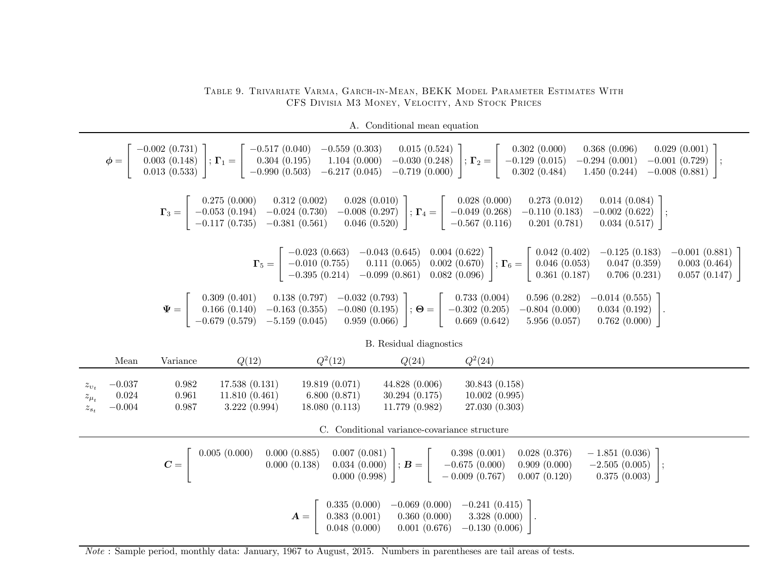Table 9. Trivariate Varma, Garch-in-Mean, BEKK Model Parameter Estimates With CFS Divisia M3 Money, Velocity, And Stock Prices

A. Conditional mean equation

$$\boldsymbol{\phi} = \begin{bmatrix} -0.002\ (0.731) \\ 0.003\ (0.148) \\ 0.013\ (0.533) \end{bmatrix};\ \boldsymbol{\Gamma}_1 = \begin{bmatrix} -0.517\ (0.040) & -0.559\ (0.303) & 0.015\ (0.524) \\ 0.304\ (0.195) & 1.104\ (0.000) & -0.030\ (0.248) \\ -0.990\ (0.503) & -6.217\ (0.045) & -0.719\ (0.000) \end{bmatrix};\ \boldsymbol{\Gamma}_2 = \begin{bmatrix} 0.302\ (0.000) & 0.368\ (0.096) & 0.029\ (0.001) \\ -0.129\ (0.015) & -0.294\ (0.001) & -0.001\ (0.729) \\ 0.302\ (0.484) & 1.450\ (0.244) & -0.008\ (0.881) \end{bmatrix};$$

$$\boldsymbol{\Gamma}_3 = \begin{bmatrix} 0.275\ (0.000) & 0.312\ (0.002) & 0.028\ (0.010) \\ -0.053\ (0.194) & -0.024\ (0.730) & -0.008\ (0.297) \\ -0.117\ (0.735) & -0.381\ (0.561) & 0.046\ (0.520) \end{bmatrix};\ \boldsymbol{\Gamma}_4 = \begin{bmatrix} 0.028\ (0.000) & 0.273\ (0.012) & 0.014\ (0.084) \\ -0.049\ (0.268) & -0.110\ (0.183) & -0.002\ (0.622) \\ -0.567\ (0.116) & 0.201\ (0.781) & 0.034\ (0.517) \end{bmatrix};$$

$$\boldsymbol{\Gamma}_5 = \begin{bmatrix} -0.023\ (0.663) & -0.043\ (0.645) & 0.004\ (0.622) \\ -0.010\ (0.755) & 0.111\ (0.065) & 0.002\ (0.670) \\ -0.395\ (0.214) & -0.099\ (0.861) & 0.082\ (0.096) \end{bmatrix};\ \boldsymbol{\Gamma}_6 = \begin{bmatrix} 0.042\ (0.402) & -0.125\ (0.183) & -0.001\ (0.881) \\ 0.046\ (0.053) & 0.047\ (0.359) & 0.003\ (0.464) \\ 0.361\ (0.187) & 0.706\ (0.231) & 0.057\ (0.147) \end{bmatrix}$$

$$\boldsymbol{\Psi} = \begin{bmatrix} 0.309\ (0.401) & 0.138\ (0.797) & -0.032\ (0.793) \\ 0.166\ (0.140) & -0.163\ (0.355) & -0.080\ (0.195) \\ -0.679\ (0.579) & -5.159\ (0.045) & 0.959\ (0.066) \end{bmatrix};\ \boldsymbol{\Theta} = \begin{bmatrix} 0.733\ (0.004) & 0.596\ (0.282) & -0.014\ (0.555) \\ -0.302\ (0.205) & -0.804\ (0.000) & 0.034\ (0.192) \\ 0.669\ (0.642) & 5.956\ (0.057) & 0.762\ (0.000) \end{bmatrix}.$$

B. Residual diagnostics

| | Mean | Variance | $Q(12)$ | $Q^2(12)$ | $Q(24)$ | $Q^2(24)$ |
|---|---|---|---|---|---|---|
| $z_{\upsilon_t}$ | −0.037 | 0.982 | 17.538 (0.131) | 19.819 (0.071) | 44.828 (0.006) | 30.843 (0.158) |
| $z_{\mu_t}$ | 0.024 | 0.961 | 11.810 (0.461) | 6.800 (0.871) | 30.294 (0.175) | 10.002 (0.995) |
| $z_{s_t}$ | −0.004 | 0.987 | 3.222 (0.994) | 18.080 (0.113) | 11.779 (0.982) | 27.030 (0.303) |

C. Conditional variance-covariance structure

$$\boldsymbol{C} = \begin{bmatrix} 0.005\ (0.000) & 0.000\ (0.885) & 0.007\ (0.081) \\ & 0.000\ (0.138) & 0.034\ (0.000) \\ & & 0.000\ (0.998) \end{bmatrix};\ \boldsymbol{B} = \begin{bmatrix} 0.398\ (0.001) & 0.028\ (0.376) & -1.851\ (0.036) \\ -0.675\ (0.000) & 0.909\ (0.000) & -2.505\ (0.005) \\ -0.009\ (0.767) & 0.007\ (0.120) & 0.375\ (0.003) \end{bmatrix};$$

$$\boldsymbol{A} = \begin{bmatrix} 0.335\ (0.000) & -0.069\ (0.000) & -0.241\ (0.415) \\ 0.383\ (0.001) & 0.360\ (0.000) & 3.328\ (0.000) \\ 0.048\ (0.000) & 0.001\ (0.676) & -0.130\ (0.006) \end{bmatrix}.$$

*Note* : Sample period, monthly data: January, 1967 to August, 2015. Numbers in parentheses are tail areas of tests.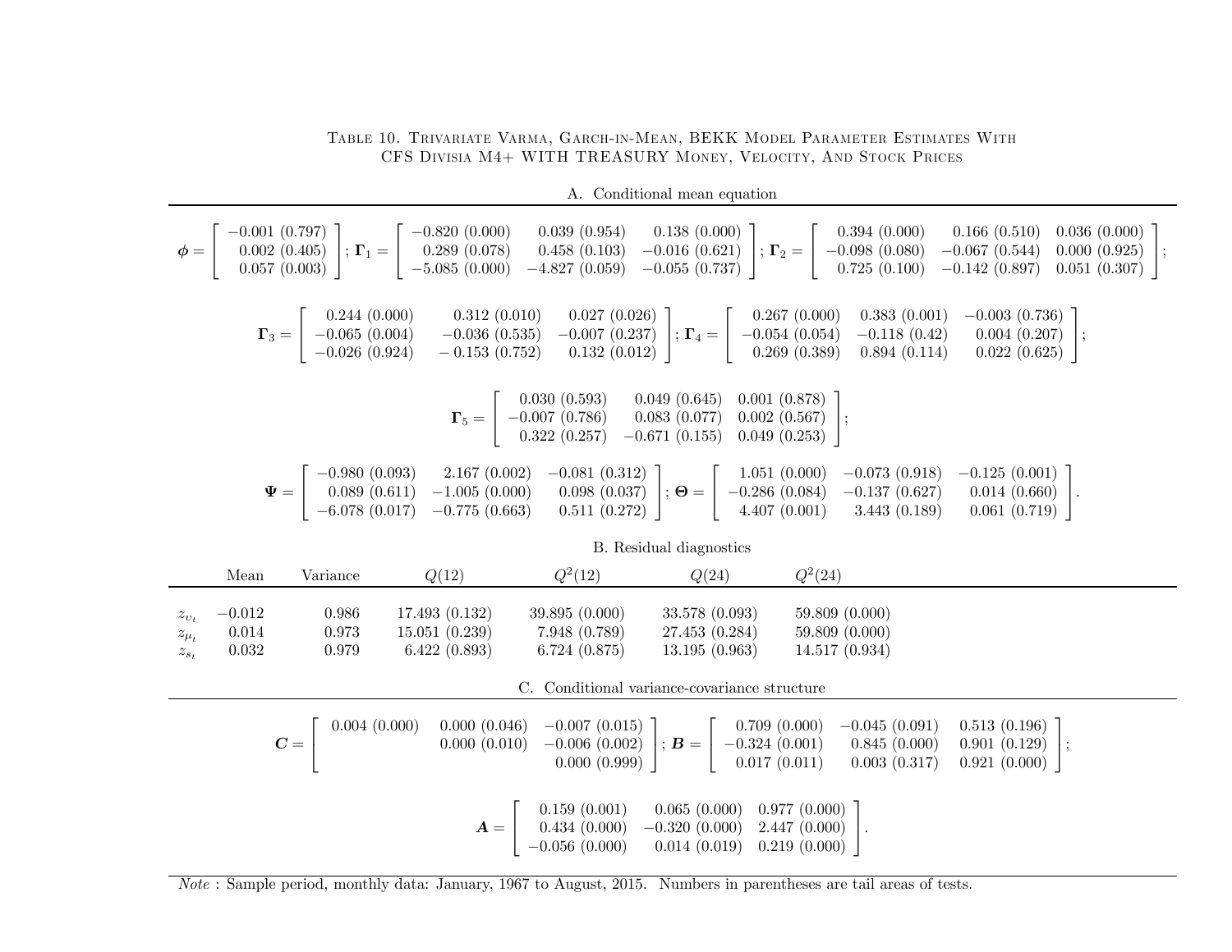Table 10. Trivariate Varma, Garch-in-Mean, BEKK Model Parameter Estimates With CFS Divisia M4+ WITH TREASURY Money, Velocity, And Stock Prices

A. Conditional mean equation

$$\boldsymbol{\phi} = \begin{bmatrix} -0.001\ (0.797) \\ 0.002\ (0.405) \\ 0.057\ (0.003) \end{bmatrix}; \boldsymbol{\Gamma}_1 = \begin{bmatrix} -0.820\ (0.000) & 0.039\ (0.954) & 0.138\ (0.000) \\ 0.289\ (0.078) & 0.458\ (0.103) & -0.016\ (0.621) \\ -5.085\ (0.000) & -4.827\ (0.059) & -0.055\ (0.737) \end{bmatrix}; \boldsymbol{\Gamma}_2 = \begin{bmatrix} 0.394\ (0.000) & 0.166\ (0.510) & 0.036\ (0.000) \\ -0.098\ (0.080) & -0.067\ (0.544) & 0.000\ (0.925) \\ 0.725\ (0.100) & -0.142\ (0.897) & 0.051\ (0.307) \end{bmatrix};$$

$$\boldsymbol{\Gamma}_3 = \begin{bmatrix} 0.244\ (0.000) & 0.312\ (0.010) & 0.027\ (0.026) \\ -0.065\ (0.004) & -0.036\ (0.535) & -0.007\ (0.237) \\ -0.026\ (0.924) & -0.153\ (0.752) & 0.132\ (0.012) \end{bmatrix}; \boldsymbol{\Gamma}_4 = \begin{bmatrix} 0.267\ (0.000) & 0.383\ (0.001) & -0.003\ (0.736) \\ -0.054\ (0.054) & -0.118\ (0.42) & 0.004\ (0.207) \\ 0.269\ (0.389) & 0.894\ (0.114) & 0.022\ (0.625) \end{bmatrix};$$

$$\boldsymbol{\Gamma}_5 = \begin{bmatrix} 0.030\ (0.593) & 0.049\ (0.645) & 0.001\ (0.878) \\ -0.007\ (0.786) & 0.083\ (0.077) & 0.002\ (0.567) \\ 0.322\ (0.257) & -0.671\ (0.155) & 0.049\ (0.253) \end{bmatrix};$$

$$\boldsymbol{\Psi} = \begin{bmatrix} -0.980\ (0.093) & 2.167\ (0.002) & -0.081\ (0.312) \\ 0.089\ (0.611) & -1.005\ (0.000) & 0.098\ (0.037) \\ -6.078\ (0.017) & -0.775\ (0.663) & 0.511\ (0.272) \end{bmatrix}; \boldsymbol{\Theta} = \begin{bmatrix} 1.051\ (0.000) & -0.073\ (0.918) & -0.125\ (0.001) \\ -0.286\ (0.084) & -0.137\ (0.627) & 0.014\ (0.660) \\ 4.407\ (0.001) & 3.443\ (0.189) & 0.061\ (0.719) \end{bmatrix}.$$

B. Residual diagnostics

| | Mean | Variance | $Q(12)$ | $Q^2(12)$ | $Q(24)$ | $Q^2(24)$ |
|---|---|---|---|---|---|---|
| $z_{\upsilon_t}$ | −0.012 | 0.986 | 17.493 (0.132) | 39.895 (0.000) | 33.578 (0.093) | 59.809 (0.000) |
| $z_{\mu_t}$ | 0.014 | 0.973 | 15.051 (0.239) | 7.948 (0.789) | 27.453 (0.284) | 59.809 (0.000) |
| $z_{s_t}$ | 0.032 | 0.979 | 6.422 (0.893) | 6.724 (0.875) | 13.195 (0.963) | 14.517 (0.934) |

C. Conditional variance-covariance structure

$$\boldsymbol{C} = \begin{bmatrix} 0.004\ (0.000) & 0.000\ (0.046) & -0.007\ (0.015) \\ & 0.000\ (0.010) & -0.006\ (0.002) \\ & & 0.000\ (0.999) \end{bmatrix}; \boldsymbol{B} = \begin{bmatrix} 0.709\ (0.000) & -0.045\ (0.091) & 0.513\ (0.196) \\ -0.324\ (0.001) & 0.845\ (0.000) & 0.901\ (0.129) \\ 0.017\ (0.011) & 0.003\ (0.317) & 0.921\ (0.000) \end{bmatrix};$$

$$\boldsymbol{A} = \begin{bmatrix} 0.159\ (0.001) & 0.065\ (0.000) & 0.977\ (0.000) \\ 0.434\ (0.000) & -0.320\ (0.000) & 2.447\ (0.000) \\ -0.056\ (0.000) & 0.014\ (0.019) & 0.219\ (0.000) \end{bmatrix}.$$

*Note* : Sample period, monthly data: January, 1967 to August, 2015. Numbers in parentheses are tail areas of tests.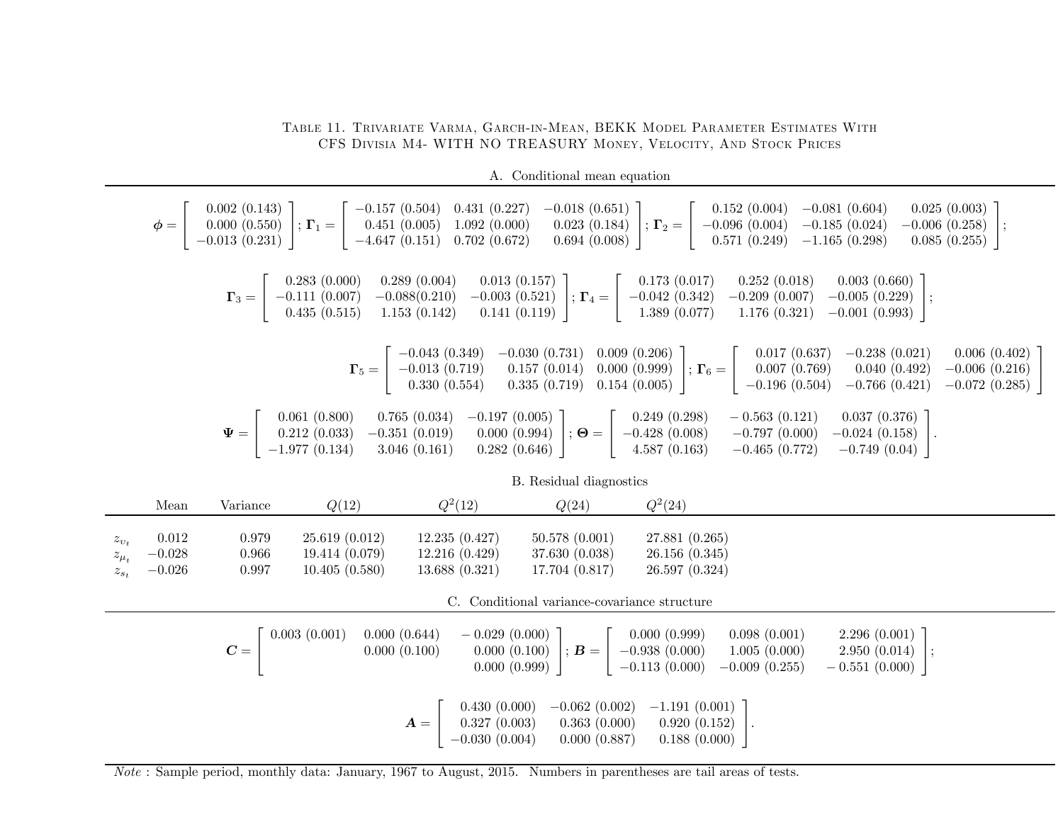Table 11. Trivariate Varma, Garch-in-Mean, BEKK Model Parameter Estimates With CFS Divisia M4- WITH NO TREASURY Money, Velocity, And Stock Prices

A. Conditional mean equation

$$\boldsymbol{\phi} = \begin{bmatrix} 0.002\ (0.143) \\ 0.000\ (0.550) \\ -0.013\ (0.231) \end{bmatrix}; \boldsymbol{\Gamma}_1 = \begin{bmatrix} -0.157\ (0.504) & 0.431\ (0.227) & -0.018\ (0.651) \\ 0.451\ (0.005) & 1.092\ (0.000) & 0.023\ (0.184) \\ -4.647\ (0.151) & 0.702\ (0.672) & 0.694\ (0.008) \end{bmatrix}; \boldsymbol{\Gamma}_2 = \begin{bmatrix} 0.152\ (0.004) & -0.081\ (0.604) & 0.025\ (0.003) \\ -0.096\ (0.004) & -0.185\ (0.024) & -0.006\ (0.258) \\ 0.571\ (0.249) & -1.165\ (0.298) & 0.085\ (0.255) \end{bmatrix};$$

$$\boldsymbol{\Gamma}_3 = \begin{bmatrix} 0.283\ (0.000) & 0.289\ (0.004) & 0.013\ (0.157) \\ -0.111\ (0.007) & -0.088 (0.210) & -0.003\ (0.521) \\ 0.435\ (0.515) & 1.153\ (0.142) & 0.141\ (0.119) \end{bmatrix}; \boldsymbol{\Gamma}_4 = \begin{bmatrix} 0.173\ (0.017) & 0.252\ (0.018) & 0.003\ (0.660) \\ -0.042\ (0.342) & -0.209\ (0.007) & -0.005\ (0.229) \\ 1.389\ (0.077) & 1.176\ (0.321) & -0.001\ (0.993) \end{bmatrix};$$

$$\boldsymbol{\Gamma}_5 = \begin{bmatrix} -0.043\ (0.349) & -0.030\ (0.731) & 0.009\ (0.206) \\ -0.013\ (0.719) & 0.157\ (0.014) & 0.000\ (0.999) \\ 0.330\ (0.554) & 0.335\ (0.719) & 0.154\ (0.005) \end{bmatrix}; \boldsymbol{\Gamma}_6 = \begin{bmatrix} 0.017\ (0.637) & -0.238\ (0.021) & 0.006\ (0.402) \\ 0.007\ (0.769) & 0.040\ (0.492) & -0.006\ (0.216) \\ -0.196\ (0.504) & -0.766\ (0.421) & -0.072\ (0.285) \end{bmatrix}$$

$$\boldsymbol{\Psi} = \begin{bmatrix} 0.061\ (0.800) & 0.765\ (0.034) & -0.197\ (0.005) \\ 0.212\ (0.033) & -0.351\ (0.019) & 0.000\ (0.994) \\ -1.977\ (0.134) & 3.046\ (0.161) & 0.282\ (0.646) \end{bmatrix}; \boldsymbol{\Theta} = \begin{bmatrix} 0.249\ (0.298) & -0.563\ (0.121) & 0.037\ (0.376) \\ -0.428\ (0.008) & -0.797\ (0.000) & -0.024\ (0.158) \\ 4.587\ (0.163) & -0.465\ (0.772) & -0.749\ (0.04) \end{bmatrix}.$$

B. Residual diagnostics

| | Mean | Variance | $Q(12)$ | $Q^2(12)$ | $Q(24)$ | $Q^2(24)$ |
|---|---|---|---|---|---|---|
| $z_{\upsilon_t}$ | 0.012 | 0.979 | 25.619 (0.012) | 12.235 (0.427) | 50.578 (0.001) | 27.881 (0.265) |
| $z_{\mu_t}$ | −0.028 | 0.966 | 19.414 (0.079) | 12.216 (0.429) | 37.630 (0.038) | 26.156 (0.345) |
| $z_{s_t}$ | −0.026 | 0.997 | 10.405 (0.580) | 13.688 (0.321) | 17.704 (0.817) | 26.597 (0.324) |

C. Conditional variance-covariance structure

$$\boldsymbol{C} = \begin{bmatrix} 0.003\ (0.001) & 0.000\ (0.644) & -0.029\ (0.000) \\ & 0.000\ (0.100) & 0.000\ (0.100) \\ & & 0.000\ (0.999) \end{bmatrix}; \boldsymbol{B} = \begin{bmatrix} 0.000\ (0.999) & 0.098\ (0.001) & 2.296\ (0.001) \\ -0.938\ (0.000) & 1.005\ (0.000) & 2.950\ (0.014) \\ -0.113\ (0.000) & -0.009\ (0.255) & -0.551\ (0.000) \end{bmatrix};$$

$$\boldsymbol{A} = \begin{bmatrix} 0.430\ (0.000) & -0.062\ (0.002) & -1.191\ (0.001) \\ 0.327\ (0.003) & 0.363\ (0.000) & 0.920\ (0.152) \\ -0.030\ (0.004) & 0.000\ (0.887) & 0.188\ (0.000) \end{bmatrix}.$$

*Note* : Sample period, monthly data: January, 1967 to August, 2015. Numbers in parentheses are tail areas of tests.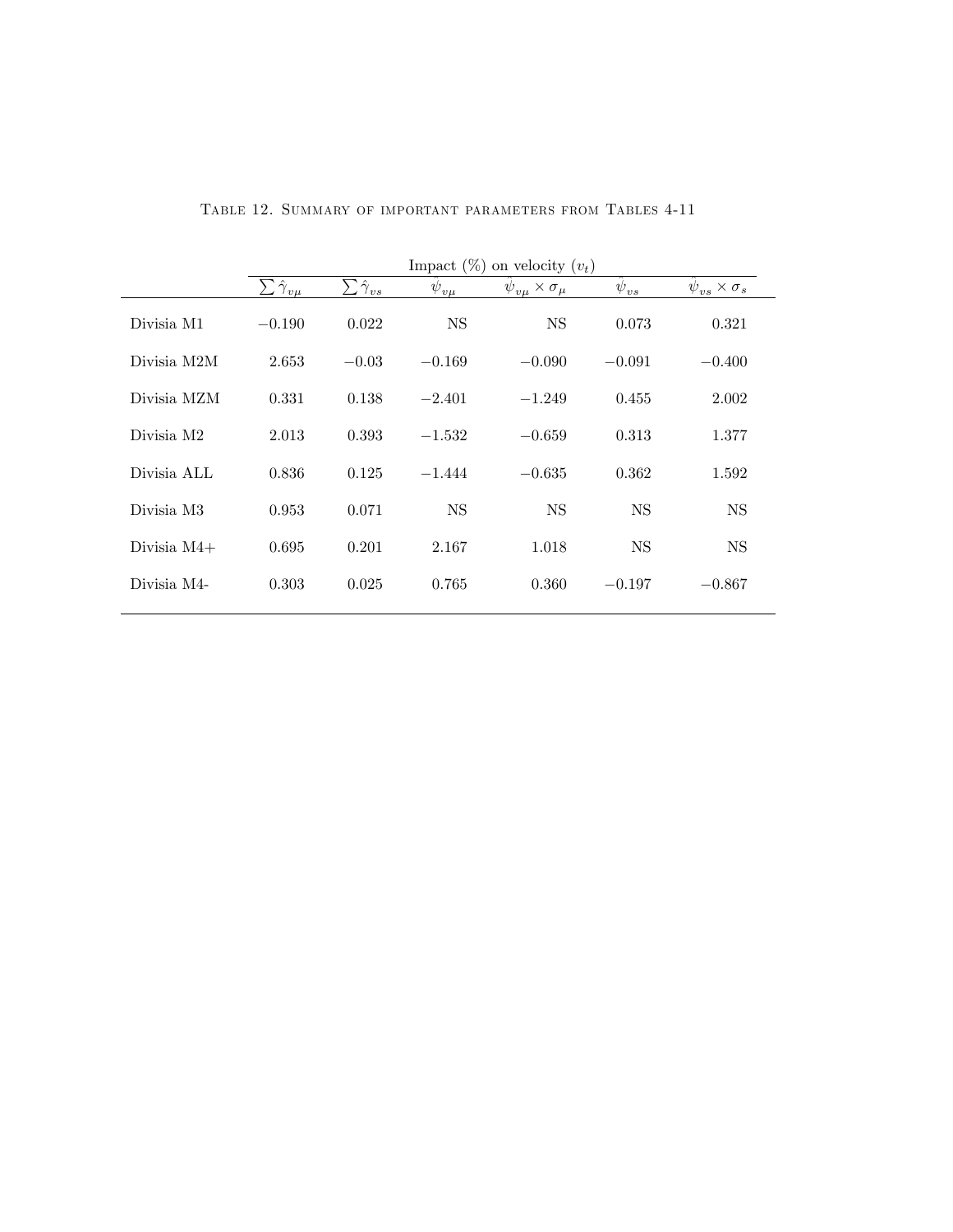Table 12. Summary of important parameters from Tables 4-11

| | Impact (%) on velocity ($v_t$) | | | | | |
|---|---|---|---|---|---|---|
| | $\sum \hat{\gamma}_{v\mu}$ | $\sum \hat{\gamma}_{vs}$ | $\hat{\psi}_{v\mu}$ | $\hat{\psi}_{v\mu} \times \sigma_{\mu}$ | $\hat{\psi}_{vs}$ | $\hat{\psi}_{vs} \times \sigma_{s}$ |
| Divisia M1 | −0.190 | 0.022 | NS | NS | 0.073 | 0.321 |
| Divisia M2M | 2.653 | −0.03 | −0.169 | −0.090 | −0.091 | −0.400 |
| Divisia MZM | 0.331 | 0.138 | −2.401 | −1.249 | 0.455 | 2.002 |
| Divisia M2 | 2.013 | 0.393 | −1.532 | −0.659 | 0.313 | 1.377 |
| Divisia ALL | 0.836 | 0.125 | −1.444 | −0.635 | 0.362 | 1.592 |
| Divisia M3 | 0.953 | 0.071 | NS | NS | NS | NS |
| Divisia M4+ | 0.695 | 0.201 | 2.167 | 1.018 | NS | NS |
| Divisia M4- | 0.303 | 0.025 | 0.765 | 0.360 | −0.197 | −0.867 |